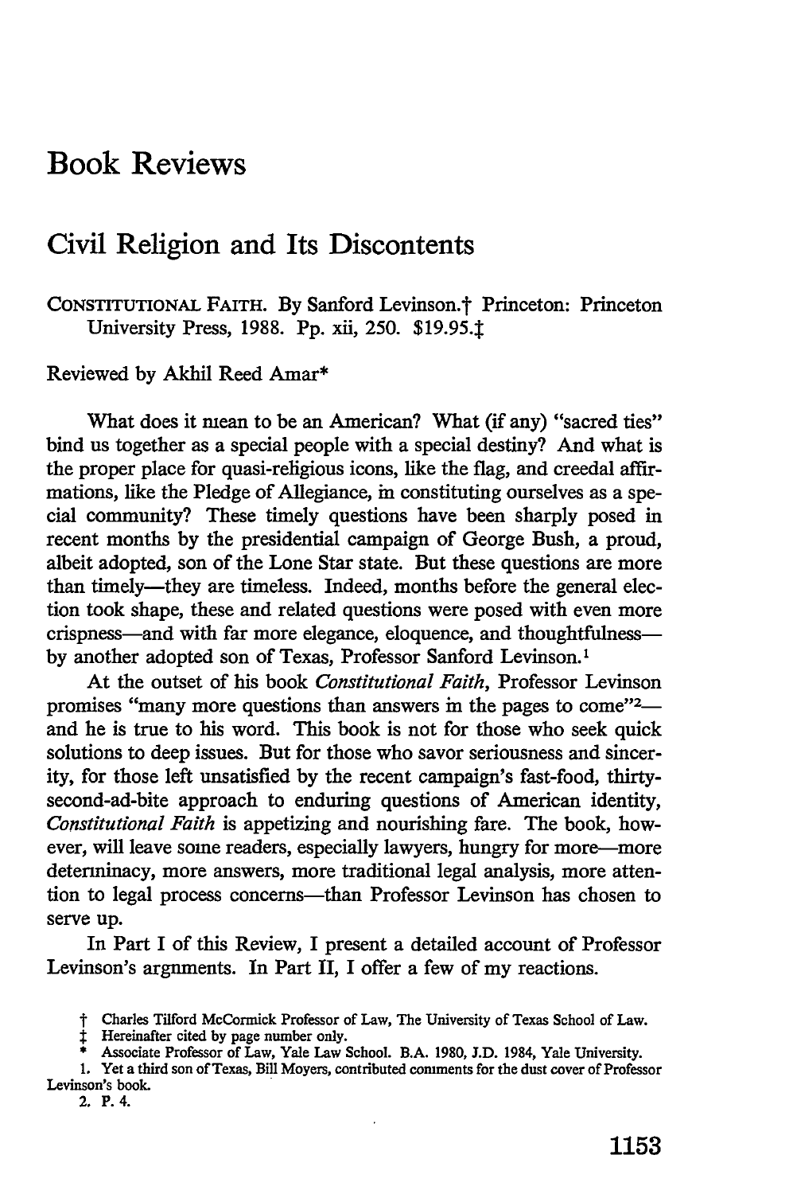# Book Reviews

## Civil Religion and Its Discontents

CONSTITUTIONAL FAITH. By Sanford Levinson.† Princeton: Princeton University Press, 1988. Pp. xii, 250. $19.95.‡

Reviewed by Akhil Reed Amar*

What does it mean to be an American? What (if any) "sacred ties" bind us together as a special people with a special destiny? And what is the proper place for quasi-religious icons, like the flag, and creedal affirmations, like the Pledge of Allegiance, in constituting ourselves as a special community? These timely questions have been sharply posed in recent months by the presidential campaign of George Bush, a proud, albeit adopted, son of the Lone Star state. But these questions are more than timely—they are timeless. Indeed, months before the general election took shape, these and related questions were posed with even more crispness—and with far more elegance, eloquence, and thoughtfulness—by another adopted son of Texas, Professor Sanford Levinson.[1]

At the outset of his book *Constitutional Faith*, Professor Levinson promises "many more questions than answers in the pages to come"[2]—and he is true to his word. This book is not for those who seek quick solutions to deep issues. But for those who savor seriousness and sincerity, for those left unsatisfied by the recent campaign's fast-food, thirty-second-ad-bite approach to enduring questions of American identity, *Constitutional Faith* is appetizing and nourishing fare. The book, however, will leave some readers, especially lawyers, hungry for more—more determinacy, more answers, more traditional legal analysis, more attention to legal process concerns—than Professor Levinson has chosen to serve up.

In Part I of this Review, I present a detailed account of Professor Levinson's arguments. In Part II, I offer a few of my reactions.

† Charles Tilford McCormick Professor of Law, The University of Texas School of Law.

‡ Hereinafter cited by page number only.

\* Associate Professor of Law, Yale Law School. B.A. 1980, J.D. 1984, Yale University.

1. Yet a third son of Texas, Bill Moyers, contributed comments for the dust cover of Professor Levinson's book.

2. P. 4.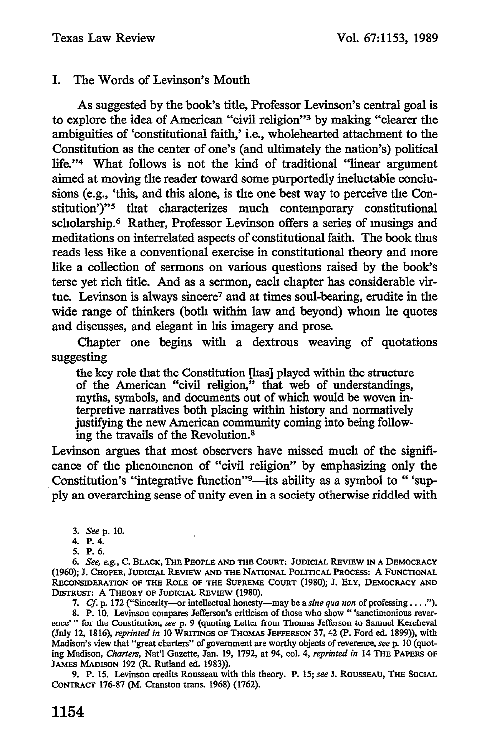## I. The Words of Levinson's Mouth

As suggested by the book's title, Professor Levinson's central goal is to explore the idea of American "civil religion"[3] by making "clearer the ambiguities of 'constitutional faith,' i.e., wholehearted attachment to the Constitution as the center of one's (and ultimately the nation's) political life."[4] What follows is not the kind of traditional "linear argument aimed at moving the reader toward some purportedly ineluctable conclusions (e.g., 'this, and this alone, is the one best way to perceive the Constitution')"[5] that characterizes much contemporary constitutional scholarship.[6] Rather, Professor Levinson offers a series of musings and meditations on interrelated aspects of constitutional faith. The book thus reads less like a conventional exercise in constitutional theory and more like a collection of sermons on various questions raised by the book's terse yet rich title. And as a sermon, each chapter has considerable virtue. Levinson is always sincere[7] and at times soul-bearing, erudite in the wide range of thinkers (both within law and beyond) whom he quotes and discusses, and elegant in his imagery and prose.

Chapter one begins with a dextrous weaving of quotations suggesting

> the key role that the Constitution [has] played within the structure of the American "civil religion," that web of understandings, myths, symbols, and documents out of which would be woven interpretive narratives both placing within history and normatively justifying the new American community coming into being following the travails of the Revolution.[8]

Levinson argues that most observers have missed much of the significance of the phenomenon of "civil religion" by emphasizing only the Constitution's "integrative function"[9]—its ability as a symbol to " 'supply an overarching sense of unity even in a society otherwise riddled with

---

3. *See* p. 10.

4. P. 4.

5. P. 6.

6. *See, e.g.*, C. BLACK, THE PEOPLE AND THE COURT: JUDICIAL REVIEW IN A DEMOCRACY (1960); J. CHOPER, JUDICIAL REVIEW AND THE NATIONAL POLITICAL PROCESS: A FUNCTIONAL RECONSIDERATION OF THE ROLE OF THE SUPREME COURT (1980); J. ELY, DEMOCRACY AND DISTRUST: A THEORY OF JUDICIAL REVIEW (1980).

7. *Cf.* p. 172 ("Sincerity—or intellectual honesty—may be a *sine qua non* of professing . . . .").

8. P. 10. Levinson compares Jefferson's criticism of those who show " 'sanctimonious reverence' " for the Constitution, *see* p. 9 (quoting Letter from Thomas Jefferson to Samuel Kercheval (July 12, 1816), *reprinted in* 10 WRITINGS OF THOMAS JEFFERSON 37, 42 (P. Ford ed. 1899)), with Madison's view that "great charters" of government are worthy objects of reverence, *see* p. 10 (quoting Madison, *Charters*, Nat'l Gazette, Jan. 19, 1792, at 94, col. 4, *reprinted in* 14 THE PAPERS OF JAMES MADISON 192 (R. Rutland ed. 1983)).

9. P. 15. Levinson credits Rousseau with this theory. P. 15; *see* J. ROUSSEAU, THE SOCIAL CONTRACT 176-87 (M. Cranston trans. 1968) (1762).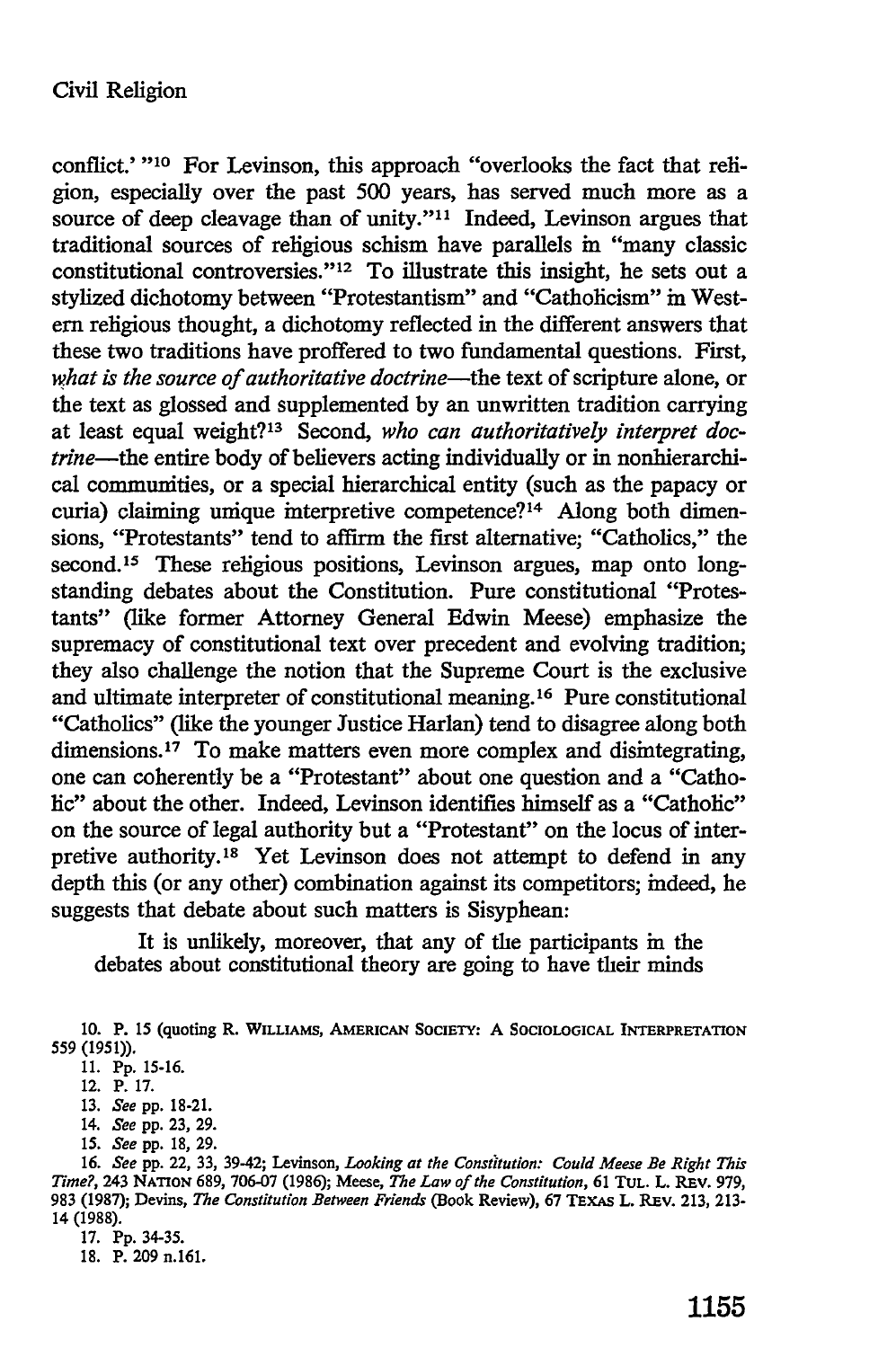conflict.' "[10] For Levinson, this approach "overlooks the fact that religion, especially over the past 500 years, has served much more as a source of deep cleavage than of unity."[11] Indeed, Levinson argues that traditional sources of religious schism have parallels in "many classic constitutional controversies."[12] To illustrate this insight, he sets out a stylized dichotomy between "Protestantism" and "Catholicism" in Western religious thought, a dichotomy reflected in the different answers that these two traditions have proffered to two fundamental questions. First, *what is the source of authoritative doctrine*—the text of scripture alone, or the text as glossed and supplemented by an unwritten tradition carrying at least equal weight?[13] Second, *who can authoritatively interpret doctrine*—the entire body of believers acting individually or in nonhierarchical communities, or a special hierarchical entity (such as the papacy or curia) claiming unique interpretive competence?[14] Along both dimensions, "Protestants" tend to affirm the first alternative; "Catholics," the second.[15] These religious positions, Levinson argues, map onto longstanding debates about the Constitution. Pure constitutional "Protestants" (like former Attorney General Edwin Meese) emphasize the supremacy of constitutional text over precedent and evolving tradition; they also challenge the notion that the Supreme Court is the exclusive and ultimate interpreter of constitutional meaning.[16] Pure constitutional "Catholics" (like the younger Justice Harlan) tend to disagree along both dimensions.[17] To make matters even more complex and disintegrating, one can coherently be a "Protestant" about one question and a "Catholic" about the other. Indeed, Levinson identifies himself as a "Catholic" on the source of legal authority but a "Protestant" on the locus of interpretive authority.[18] Yet Levinson does not attempt to defend in any depth this (or any other) combination against its competitors; indeed, he suggests that debate about such matters is Sisyphean:

> It is unlikely, moreover, that any of the participants in the debates about constitutional theory are going to have their minds

10. P. 15 (quoting R. WILLIAMS, AMERICAN SOCIETY: A SOCIOLOGICAL INTERPRETATION 559 (1951)).

11. Pp. 15-16.

12. P. 17.

13. *See* pp. 18-21.

14. *See* pp. 23, 29.

15. *See* pp. 18, 29.

16. *See* pp. 22, 33, 39-42; Levinson, *Looking at the Constitution: Could Meese Be Right This Time?*, 243 NATION 689, 706-07 (1986); Meese, *The Law of the Constitution*, 61 TUL. L. REV. 979, 983 (1987); Devins, *The Constitution Between Friends* (Book Review), 67 TEXAS L. REV. 213, 213-14 (1988).

17. Pp. 34-35.

18. P. 209 n.161.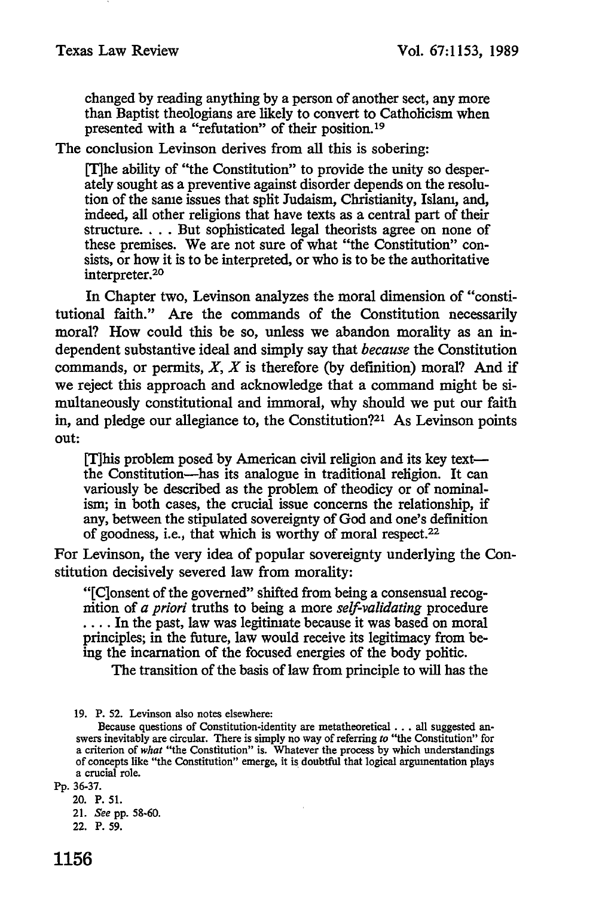changed by reading anything by a person of another sect, any more than Baptist theologians are likely to convert to Catholicism when presented with a "refutation" of their position.[19]

The conclusion Levinson derives from all this is sobering:

> [T]he ability of "the Constitution" to provide the unity so desperately sought as a preventive against disorder depends on the resolution of the same issues that split Judaism, Christianity, Islam, and, indeed, all other religions that have texts as a central part of their structure. . . . But sophisticated legal theorists agree on none of these premises. We are not sure of what "the Constitution" consists, or how it is to be interpreted, or who is to be the authoritative interpreter.[20]

In Chapter two, Levinson analyzes the moral dimension of "constitutional faith." Are the commands of the Constitution necessarily moral? How could this be so, unless we abandon morality as an independent substantive ideal and simply say that *because* the Constitution commands, or permits, *X*, *X* is therefore (by definition) moral? And if we reject this approach and acknowledge that a command might be simultaneously constitutional and immoral, why should we put our faith in, and pledge our allegiance to, the Constitution?[21] As Levinson points out:

> [T]his problem posed by American civil religion and its key text—the Constitution—has its analogue in traditional religion. It can variously be described as the problem of theodicy or of nominalism; in both cases, the crucial issue concerns the relationship, if any, between the stipulated sovereignty of God and one's definition of goodness, i.e., that which is worthy of moral respect.[22]

For Levinson, the very idea of popular sovereignty underlying the Constitution decisively severed law from morality:

> "[C]onsent of the governed" shifted from being a consensual recognition of *a priori* truths to being a more *self-validating* procedure . . . . In the past, law was legitimate because it was based on moral principles; in the future, law would receive its legitimacy from being the incarnation of the focused energies of the body politic.
>
> The transition of the basis of law from principle to will has the

---

19. P. 52. Levinson also notes elsewhere:

> Because questions of Constitution-identity are metatheoretical . . . all suggested answers inevitably are circular. There is simply no way of referring *to* "the Constitution" for a criterion of *what* "the Constitution" is. Whatever the process by which understandings of concepts like "the Constitution" emerge, it is doubtful that logical argumentation plays a crucial role.

Pp. 36-37.

20. P. 51.

21. *See* pp. 58-60.

22. P. 59.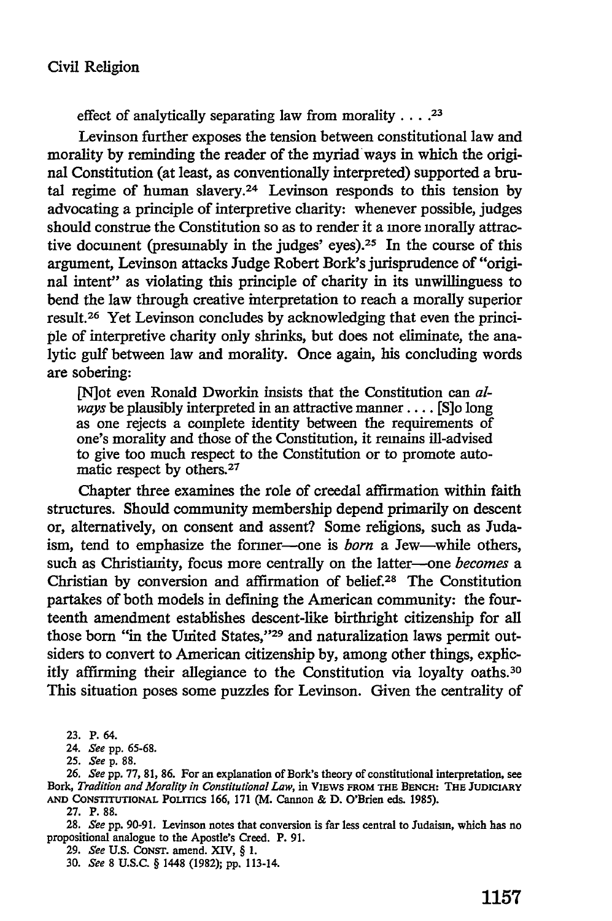effect of analytically separating law from morality . . . .[23]

Levinson further exposes the tension between constitutional law and morality by reminding the reader of the myriad ways in which the original Constitution (at least, as conventionally interpreted) supported a brutal regime of human slavery.[24] Levinson responds to this tension by advocating a principle of interpretive charity: whenever possible, judges should construe the Constitution so as to render it a more morally attractive document (presumably in the judges' eyes).[25] In the course of this argument, Levinson attacks Judge Robert Bork's jurisprudence of "original intent" as violating this principle of charity in its unwillinguess to bend the law through creative interpretation to reach a morally superior result.[26] Yet Levinson concludes by acknowledging that even the principle of interpretive charity only shrinks, but does not eliminate, the analytic gulf between law and morality. Once again, his concluding words are sobering:

> [N]ot even Ronald Dworkin insists that the Constitution can *always* be plausibly interpreted in an attractive manner . . . . [S]o long as one rejects a complete identity between the requirements of one's morality and those of the Constitution, it remains ill-advised to give too much respect to the Constitution or to promote automatic respect by others.[27]

Chapter three examines the role of creedal affirmation within faith structures. Should community membership depend primarily on descent or, alternatively, on consent and assent? Some religions, such as Judaism, tend to emphasize the former—one is *born* a Jew—while others, such as Christianity, focus more centrally on the latter—one *becomes* a Christian by conversion and affirmation of belief.[28] The Constitution partakes of both models in defining the American community: the fourteenth amendment establishes descent-like birthright citizenship for all those born "in the United States,"[29] and naturalization laws permit outsiders to convert to American citizenship by, among other things, explicitly affirming their allegiance to the Constitution via loyalty oaths.[30] This situation poses some puzzles for Levinson. Given the centrality of

23. P. 64.

24. *See* pp. 65-68.

25. *See* p. 88.

26. *See* pp. 77, 81, 86. For an explanation of Bork's theory of constitutional interpretation, see Bork, *Tradition and Morality in Constitutional Law*, in VIEWS FROM THE BENCH: THE JUDICIARY AND CONSTITUTIONAL POLITICS 166, 171 (M. Cannon & D. O'Brien eds. 1985).

27. P. 88.

28. *See* pp. 90-91. Levinson notes that conversion is far less central to Judaism, which has no propositional analogue to the Apostle's Creed. P. 91.

29. *See* U.S. CONST. amend. XIV, § 1.

30. *See* 8 U.S.C. § 1448 (1982); pp. 113-14.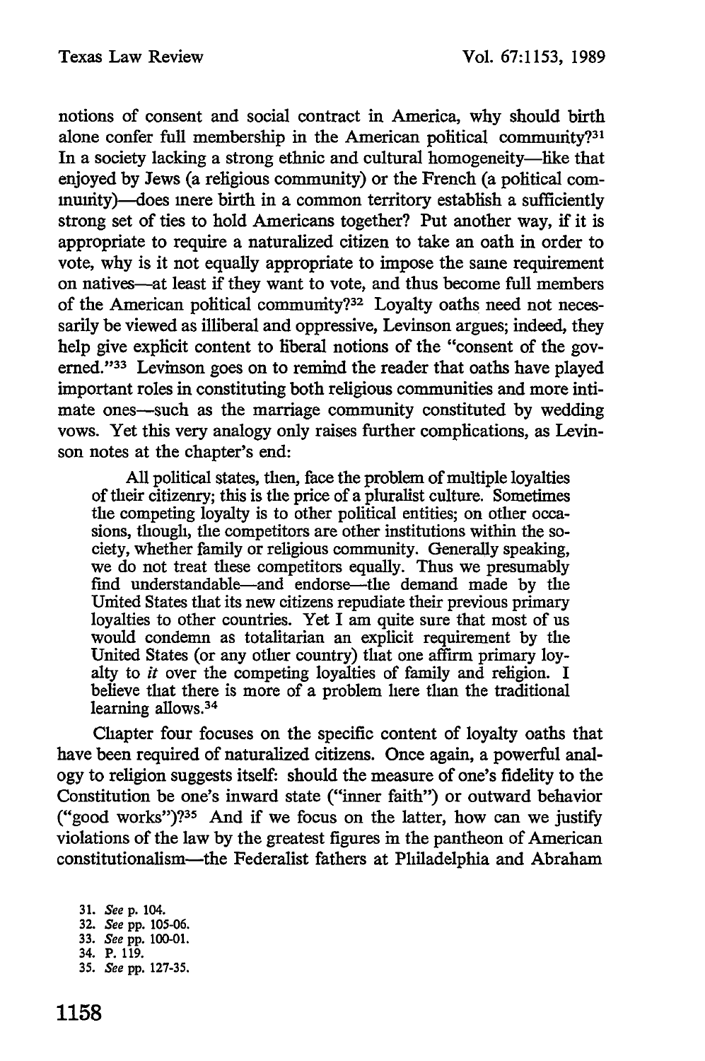notions of consent and social contract in America, why should birth alone confer full membership in the American political community?[31] In a society lacking a strong ethnic and cultural homogeneity—like that enjoyed by Jews (a religious community) or the French (a political community)—does mere birth in a common territory establish a sufficiently strong set of ties to hold Americans together? Put another way, if it is appropriate to require a naturalized citizen to take an oath in order to vote, why is it not equally appropriate to impose the same requirement on natives—at least if they want to vote, and thus become full members of the American political community?[32] Loyalty oaths need not necessarily be viewed as illiberal and oppressive, Levinson argues; indeed, they help give explicit content to liberal notions of the "consent of the governed."[33] Levinson goes on to remind the reader that oaths have played important roles in constituting both religious communities and more intimate ones—such as the marriage community constituted by wedding vows. Yet this very analogy only raises further complications, as Levinson notes at the chapter's end:

> All political states, then, face the problem of multiple loyalties of their citizenry; this is the price of a pluralist culture. Sometimes the competing loyalty is to other political entities; on other occasions, though, the competitors are other institutions within the society, whether family or religious community. Generally speaking, we do not treat these competitors equally. Thus we presumably find understandable—and endorse—the demand made by the United States that its new citizens repudiate their previous primary loyalties to other countries. Yet I am quite sure that most of us would condemn as totalitarian an explicit requirement by the United States (or any other country) that one affirm primary loyalty to *it* over the competing loyalties of family and religion. I believe that there is more of a problem here than the traditional learning allows.[34]

Chapter four focuses on the specific content of loyalty oaths that have been required of naturalized citizens. Once again, a powerful analogy to religion suggests itself: should the measure of one's fidelity to the Constitution be one's inward state ("inner faith") or outward behavior ("good works")?[35] And if we focus on the latter, how can we justify violations of the law by the greatest figures in the pantheon of American constitutionalism—the Federalist fathers at Philadelphia and Abraham

31. *See* p. 104.
32. *See* pp. 105-06.
33. *See* pp. 100-01.
34. P. 119.
35. *See* pp. 127-35.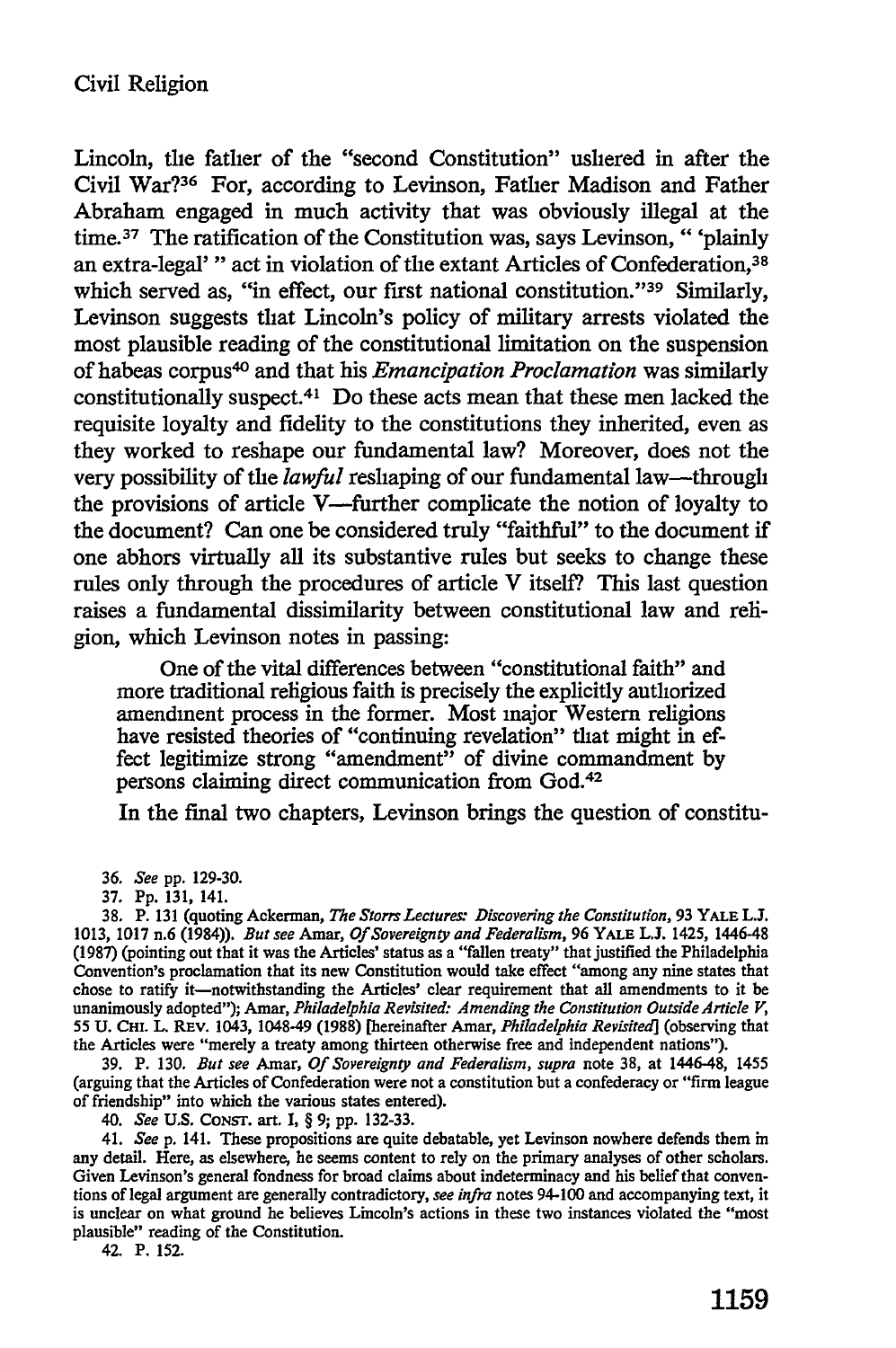Lincoln, the father of the "second Constitution" ushered in after the Civil War?[36] For, according to Levinson, Father Madison and Father Abraham engaged in much activity that was obviously illegal at the time.[37] The ratification of the Constitution was, says Levinson, " 'plainly an extra-legal' " act in violation of the extant Articles of Confederation,[38] which served as, "in effect, our first national constitution."[39] Similarly, Levinson suggests that Lincoln's policy of military arrests violated the most plausible reading of the constitutional limitation on the suspension of habeas corpus[40] and that his *Emancipation Proclamation* was similarly constitutionally suspect.[41] Do these acts mean that these men lacked the requisite loyalty and fidelity to the constitutions they inherited, even as they worked to reshape our fundamental law? Moreover, does not the very possibility of the *lawful* reshaping of our fundamental law—through the provisions of article V—further complicate the notion of loyalty to the document? Can one be considered truly "faithful" to the document if one abhors virtually all its substantive rules but seeks to change these rules only through the procedures of article V itself? This last question raises a fundamental dissimilarity between constitutional law and religion, which Levinson notes in passing:

> One of the vital differences between "constitutional faith" and more traditional religious faith is precisely the explicitly authorized amendment process in the former. Most major Western religions have resisted theories of "continuing revelation" that might in effect legitimize strong "amendment" of divine commandment by persons claiming direct communication from God.[42]

In the final two chapters, Levinson brings the question of constitu-

---

36. *See* pp. 129-30.

37. Pp. 131, 141.

38. P. 131 (quoting Ackerman, *The Storrs Lectures: Discovering the Constitution*, 93 YALE L.J. 1013, 1017 n.6 (1984)). *But see* Amar, *Of Sovereignty and Federalism*, 96 YALE L.J. 1425, 1446-48 (1987) (pointing out that it was the Articles' status as a "fallen treaty" that justified the Philadelphia Convention's proclamation that its new Constitution would take effect "among any nine states that chose to ratify it—notwithstanding the Articles' clear requirement that all amendments to it be unanimously adopted"); Amar, *Philadelphia Revisited: Amending the Constitution Outside Article V*, 55 U. CHI. L. REV. 1043, 1048-49 (1988) [hereinafter Amar, *Philadelphia Revisited*] (observing that the Articles were "merely a treaty among thirteen otherwise free and independent nations").

39. P. 130. *But see* Amar, *Of Sovereignty and Federalism*, *supra* note 38, at 1446-48, 1455 (arguing that the Articles of Confederation were not a constitution but a confederacy or "firm league of friendship" into which the various states entered).

40. *See* U.S. CONST. art. I, § 9; pp. 132-33.

41. *See* p. 141. These propositions are quite debatable, yet Levinson nowhere defends them in any detail. Here, as elsewhere, he seems content to rely on the primary analyses of other scholars. Given Levinson's general fondness for broad claims about indeterminacy and his belief that conventions of legal argument are generally contradictory, *see infra* notes 94-100 and accompanying text, it is unclear on what ground he believes Lincoln's actions in these two instances violated the "most plausible" reading of the Constitution.

42. P. 152.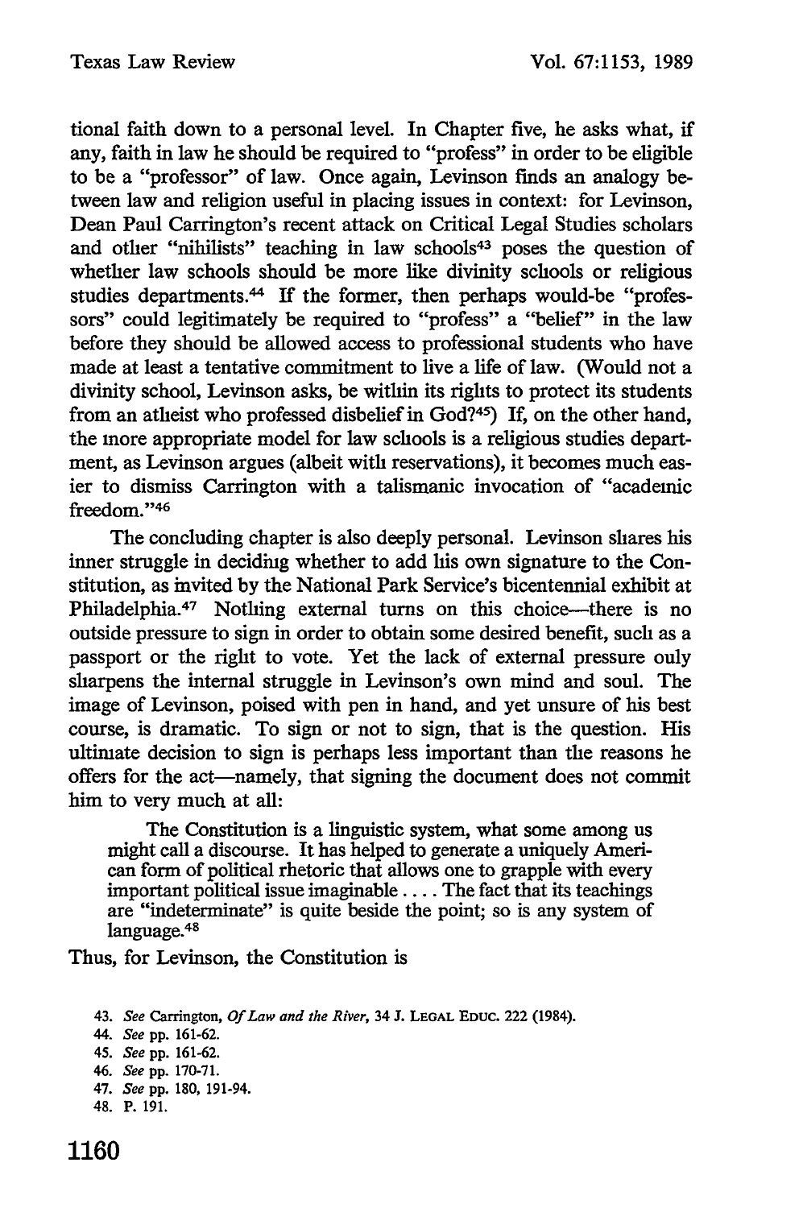tional faith down to a personal level. In Chapter five, he asks what, if any, faith in law he should be required to "profess" in order to be eligible to be a "professor" of law. Once again, Levinson finds an analogy between law and religion useful in placing issues in context: for Levinson, Dean Paul Carrington's recent attack on Critical Legal Studies scholars and other "nihilists" teaching in law schools[43] poses the question of whether law schools should be more like divinity schools or religious studies departments.[44] If the former, then perhaps would-be "professors" could legitimately be required to "profess" a "belief" in the law before they should be allowed access to professional students who have made at least a tentative commitment to live a life of law. (Would not a divinity school, Levinson asks, be within its rights to protect its students from an atheist who professed disbelief in God?[45]) If, on the other hand, the more appropriate model for law schools is a religious studies department, as Levinson argues (albeit with reservations), it becomes much easier to dismiss Carrington with a talismanic invocation of "academic freedom."[46]

The concluding chapter is also deeply personal. Levinson shares his inner struggle in deciding whether to add his own signature to the Constitution, as invited by the National Park Service's bicentennial exhibit at Philadelphia.[47] Nothing external turns on this choice—there is no outside pressure to sign in order to obtain some desired benefit, such as a passport or the right to vote. Yet the lack of external pressure only sharpens the internal struggle in Levinson's own mind and soul. The image of Levinson, poised with pen in hand, and yet unsure of his best course, is dramatic. To sign or not to sign, that is the question. His ultimate decision to sign is perhaps less important than the reasons he offers for the act—namely, that signing the document does not commit him to very much at all:

> The Constitution is a linguistic system, what some among us might call a discourse. It has helped to generate a uniquely American form of political rhetoric that allows one to grapple with every important political issue imaginable . . . . The fact that its teachings are "indeterminate" is quite beside the point; so is any system of language.[48]

Thus, for Levinson, the Constitution is

43. *See* Carrington, *Of Law and the River*, 34 J. LEGAL EDUC. 222 (1984).

44. *See* pp. 161-62.

45. *See* pp. 161-62.

46. *See* pp. 170-71.

47. *See* pp. 180, 191-94.

48. P. 191.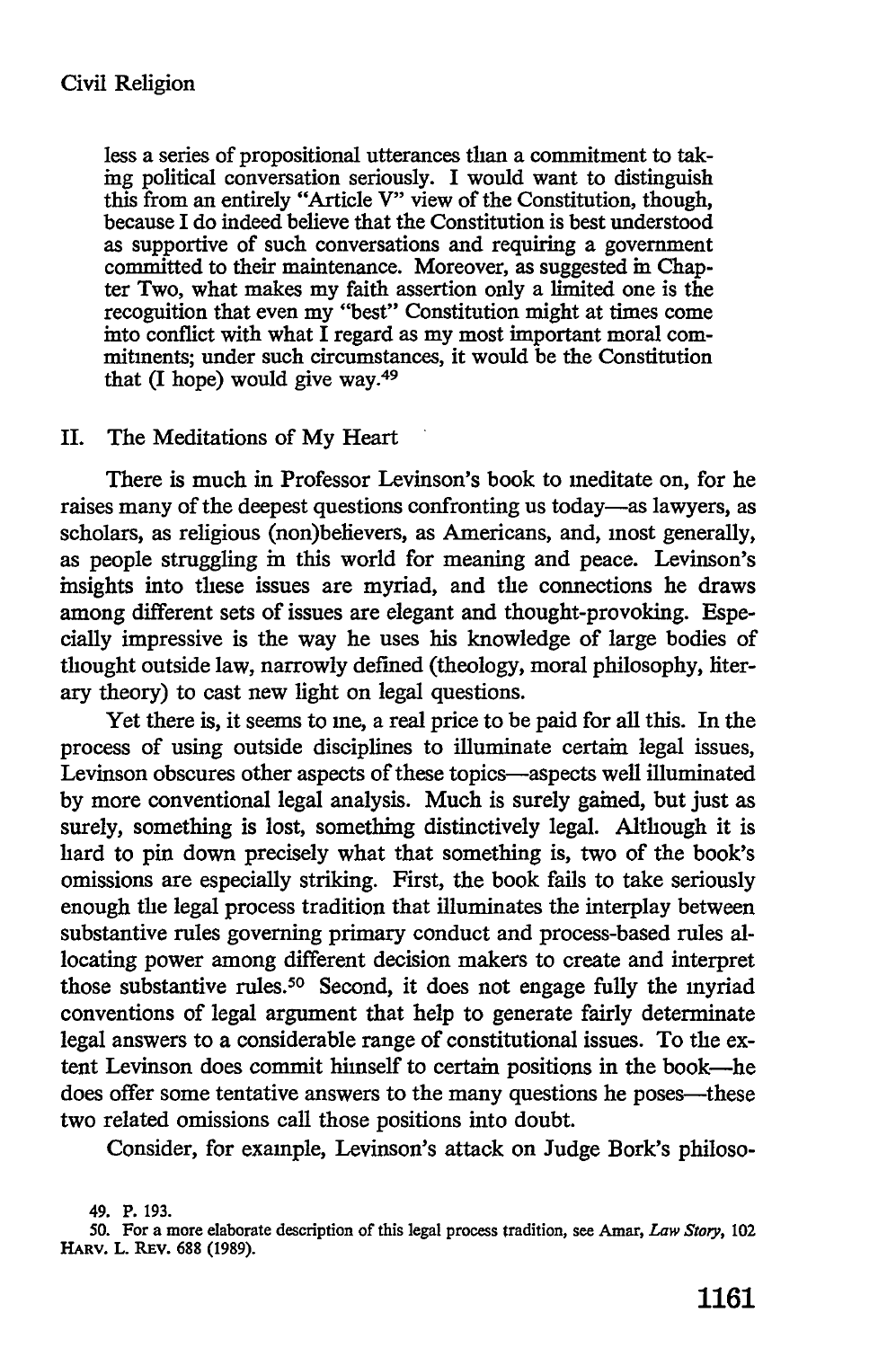less a series of propositional utterances than a commitment to taking political conversation seriously. I would want to distinguish this from an entirely "Article V" view of the Constitution, though, because I do indeed believe that the Constitution is best understood as supportive of such conversations and requiring a government committed to their maintenance. Moreover, as suggested in Chapter Two, what makes my faith assertion only a limited one is the recoguition that even my "best" Constitution might at times come into conflict with what I regard as my most important moral commitments; under such circumstances, it would be the Constitution that (I hope) would give way.[49]

## II. The Meditations of My Heart

There is much in Professor Levinson's book to meditate on, for he raises many of the deepest questions confronting us today—as lawyers, as scholars, as religious (non)believers, as Americans, and, most generally, as people struggling in this world for meaning and peace. Levinson's insights into these issues are myriad, and the connections he draws among different sets of issues are elegant and thought-provoking. Especially impressive is the way he uses his knowledge of large bodies of thought outside law, narrowly defined (theology, moral philosophy, literary theory) to cast new light on legal questions.

Yet there is, it seems to me, a real price to be paid for all this. In the process of using outside disciplines to illuminate certain legal issues, Levinson obscures other aspects of these topics—aspects well illuminated by more conventional legal analysis. Much is surely gained, but just as surely, something is lost, something distinctively legal. Although it is hard to pin down precisely what that something is, two of the book's omissions are especially striking. First, the book fails to take seriously enough the legal process tradition that illuminates the interplay between substantive rules governing primary conduct and process-based rules allocating power among different decision makers to create and interpret those substantive rules.[50] Second, it does not engage fully the myriad conventions of legal argument that help to generate fairly determinate legal answers to a considerable range of constitutional issues. To the extent Levinson does commit himself to certain positions in the book—he does offer some tentative answers to the many questions he poses—these two related omissions call those positions into doubt.

Consider, for example, Levinson's attack on Judge Bork's philoso-

49. P. 193.

50. For a more elaborate description of this legal process tradition, see Amar, *Law Story*, 102 HARV. L. REV. 688 (1989).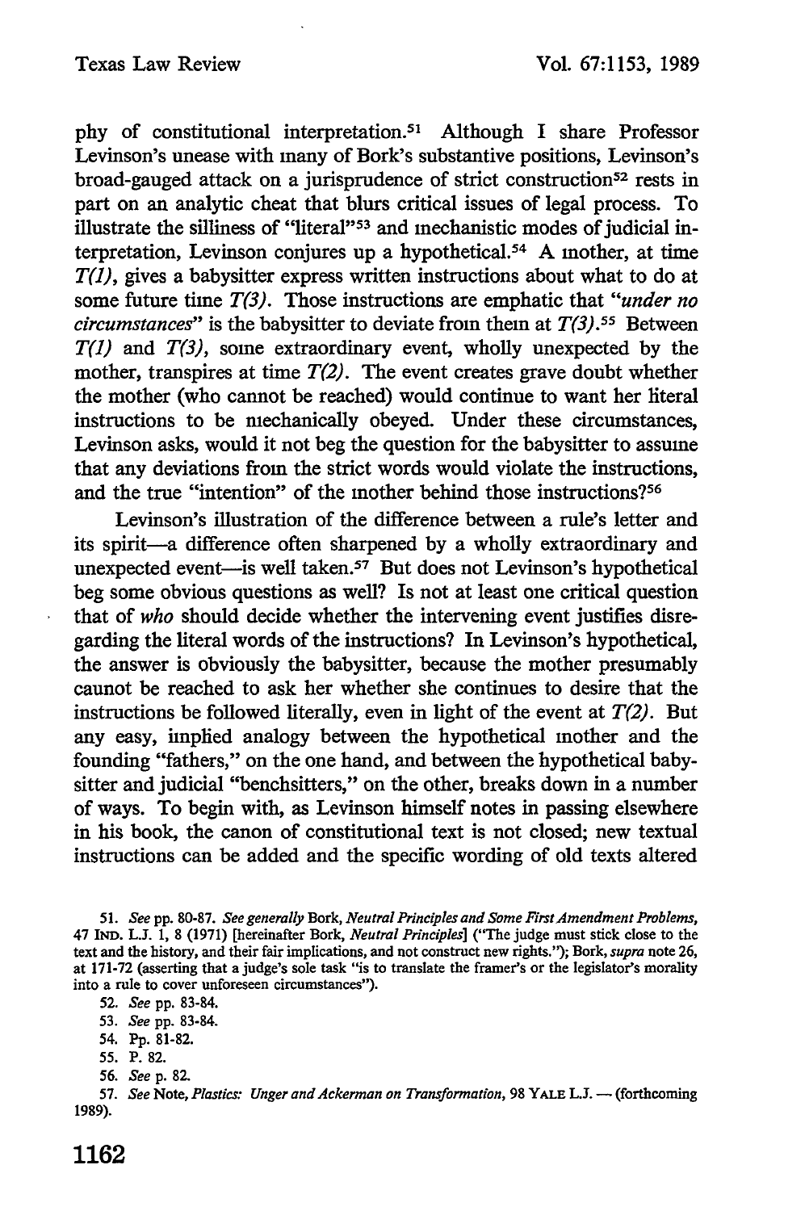phy of constitutional interpretation.[51] Although I share Professor Levinson's unease with many of Bork's substantive positions, Levinson's broad-gauged attack on a jurisprudence of strict construction[52] rests in part on an analytic cheat that blurs critical issues of legal process. To illustrate the silliness of "literal"[53] and mechanistic modes of judicial interpretation, Levinson conjures up a hypothetical.[54] A mother, at time *T(1)*, gives a babysitter express written instructions about what to do at some future time *T(3)*. Those instructions are emphatic that *"under no circumstances"* is the babysitter to deviate from them at *T(3)*.[55] Between *T(1)* and *T(3)*, some extraordinary event, wholly unexpected by the mother, transpires at time *T(2)*. The event creates grave doubt whether the mother (who cannot be reached) would continue to want her literal instructions to be mechanically obeyed. Under these circumstances, Levinson asks, would it not beg the question for the babysitter to assume that any deviations from the strict words would violate the instructions, and the true "intention" of the mother behind those instructions?[56]

Levinson's illustration of the difference between a rule's letter and its spirit—a difference often sharpened by a wholly extraordinary and unexpected event—is well taken.[57] But does not Levinson's hypothetical beg some obvious questions as well? Is not at least one critical question that of *who* should decide whether the intervening event justifies disregarding the literal words of the instructions? In Levinson's hypothetical, the answer is obviously the babysitter, because the mother presumably cannot be reached to ask her whether she continues to desire that the instructions be followed literally, even in light of the event at *T(2)*. But any easy, implied analogy between the hypothetical mother and the founding "fathers," on the one hand, and between the hypothetical babysitter and judicial "benchsitters," on the other, breaks down in a number of ways. To begin with, as Levinson himself notes in passing elsewhere in his book, the canon of constitutional text is not closed; new textual instructions can be added and the specific wording of old texts altered

---

51. *See* pp. 80-87. *See generally* Bork, *Neutral Principles and Some First Amendment Problems*, 47 IND. L.J. 1, 8 (1971) [hereinafter Bork, *Neutral Principles*] ("The judge must stick close to the text and the history, and their fair implications, and not construct new rights."); Bork, *supra* note 26, at 171-72 (asserting that a judge's sole task "is to translate the framer's or the legislator's morality into a rule to cover unforeseen circumstances").

52. *See* pp. 83-84.

53. *See* pp. 83-84.

54. Pp. 81-82.

55. P. 82.

56. *See* p. 82.

57. *See* Note, *Plastics: Unger and Ackerman on Transformation*, 98 YALE L.J. — (forthcoming 1989).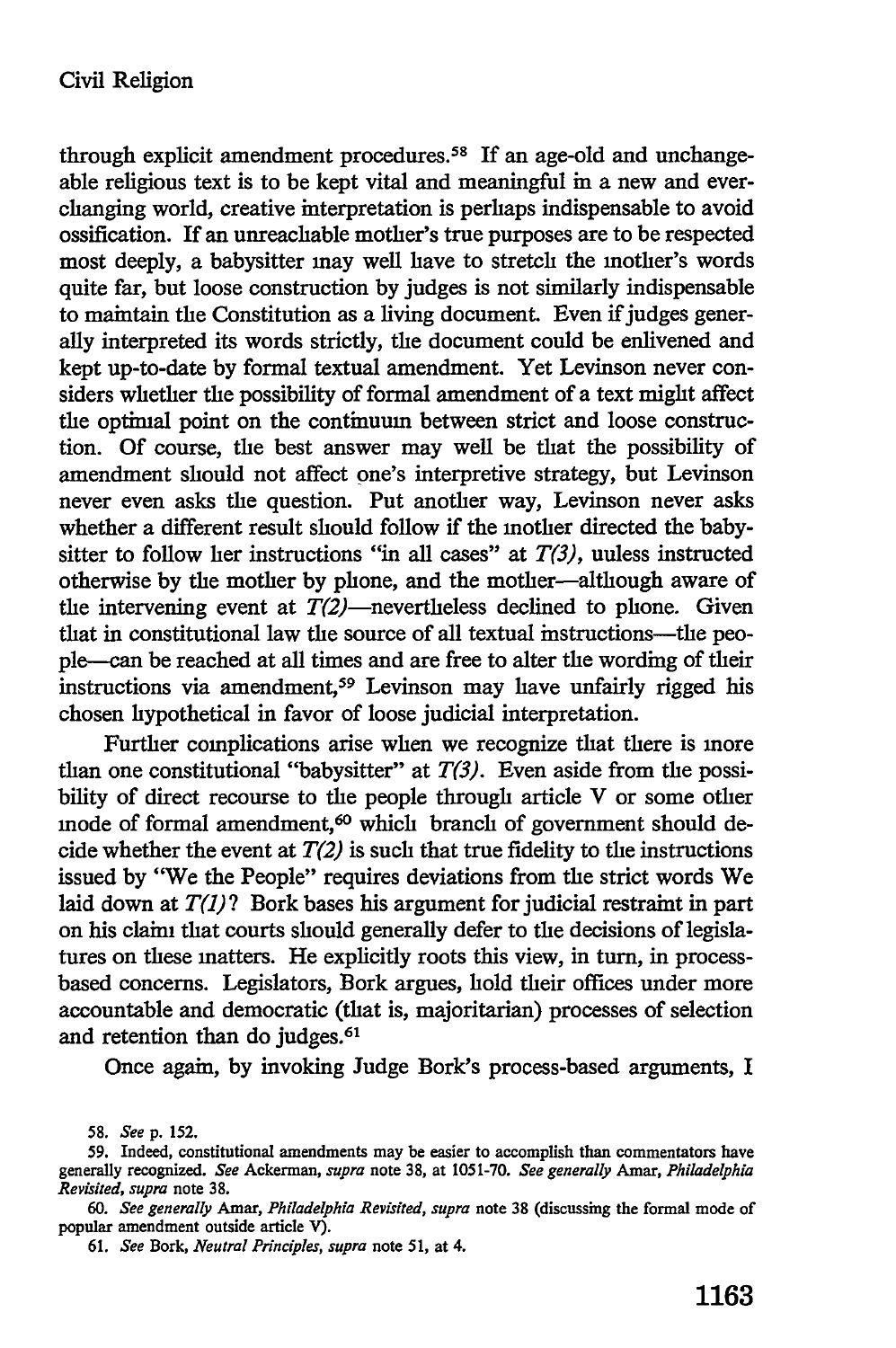through explicit amendment procedures.[58] If an age-old and unchangeable religious text is to be kept vital and meaningful in a new and ever-changing world, creative interpretation is perhaps indispensable to avoid ossification. If an unreachable mother's true purposes are to be respected most deeply, a babysitter may well have to stretch the mother's words quite far, but loose construction by judges is not similarly indispensable to maintain the Constitution as a living document. Even if judges generally interpreted its words strictly, the document could be enlivened and kept up-to-date by formal textual amendment. Yet Levinson never considers whether the possibility of formal amendment of a text might affect the optimal point on the continuum between strict and loose construction. Of course, the best answer may well be that the possibility of amendment should not affect one's interpretive strategy, but Levinson never even asks the question. Put another way, Levinson never asks whether a different result should follow if the mother directed the babysitter to follow her instructions "in all cases" at *T(3)*, unless instructed otherwise by the mother by phone, and the mother—although aware of the intervening event at *T(2)*—nevertheless declined to phone. Given that in constitutional law the source of all textual instructions—the people—can be reached at all times and are free to alter the wording of their instructions via amendment,[59] Levinson may have unfairly rigged his chosen hypothetical in favor of loose judicial interpretation.

Further complications arise when we recognize that there is more than one constitutional "babysitter" at *T(3)*. Even aside from the possibility of direct recourse to the people through article V or some other mode of formal amendment,[60] which branch of government should decide whether the event at *T(2)* is such that true fidelity to the instructions issued by "We the People" requires deviations from the strict words We laid down at *T(1)*? Bork bases his argument for judicial restraint in part on his claim that courts should generally defer to the decisions of legislatures on these matters. He explicitly roots this view, in turn, in process-based concerns. Legislators, Bork argues, hold their offices under more accountable and democratic (that is, majoritarian) processes of selection and retention than do judges.[61]

Once again, by invoking Judge Bork's process-based arguments, I

---

58. *See* p. 152.

59. Indeed, constitutional amendments may be easier to accomplish than commentators have generally recognized. *See* Ackerman, *supra* note 38, at 1051-70. *See generally* Amar, *Philadelphia Revisited*, *supra* note 38.

60. *See generally* Amar, *Philadelphia Revisited*, *supra* note 38 (discussing the formal mode of popular amendment outside article V).

61. *See* Bork, *Neutral Principles*, *supra* note 51, at 4.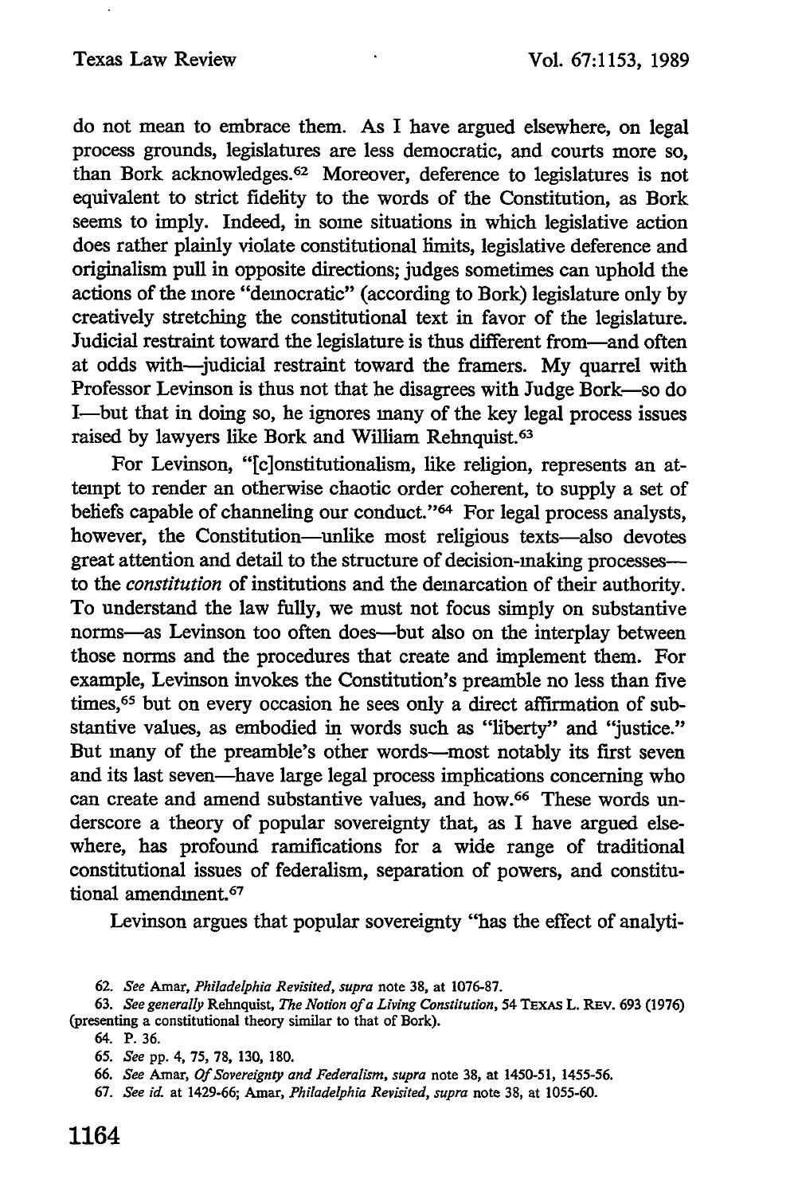do not mean to embrace them. As I have argued elsewhere, on legal process grounds, legislatures are less democratic, and courts more so, than Bork acknowledges.[62] Moreover, deference to legislatures is not equivalent to strict fidelity to the words of the Constitution, as Bork seems to imply. Indeed, in some situations in which legislative action does rather plainly violate constitutional limits, legislative deference and originalism pull in opposite directions; judges sometimes can uphold the actions of the more "democratic" (according to Bork) legislature only by creatively stretching the constitutional text in favor of the legislature. Judicial restraint toward the legislature is thus different from—and often at odds with—judicial restraint toward the framers. My quarrel with Professor Levinson is thus not that he disagrees with Judge Bork—so do I—but that in doing so, he ignores many of the key legal process issues raised by lawyers like Bork and William Rehnquist.[63]

For Levinson, "[c]onstitutionalism, like religion, represents an attempt to render an otherwise chaotic order coherent, to supply a set of beliefs capable of channeling our conduct."[64] For legal process analysts, however, the Constitution—unlike most religious texts—also devotes great attention and detail to the structure of decision-making processes—to the *constitution* of institutions and the demarcation of their authority. To understand the law fully, we must not focus simply on substantive norms—as Levinson too often does—but also on the interplay between those norms and the procedures that create and implement them. For example, Levinson invokes the Constitution's preamble no less than five times,[65] but on every occasion he sees only a direct affirmation of substantive values, as embodied in words such as "liberty" and "justice." But many of the preamble's other words—most notably its first seven and its last seven—have large legal process implications concerning who can create and amend substantive values, and how.[66] These words underscore a theory of popular sovereignty that, as I have argued elsewhere, has profound ramifications for a wide range of traditional constitutional issues of federalism, separation of powers, and constitutional amendment.[67]

Levinson argues that popular sovereignty "has the effect of analyti-

62. *See* Amar, *Philadelphia Revisited*, *supra* note 38, at 1076-87.

63. *See generally* Rehnquist, *The Notion of a Living Constitution*, 54 TEXAS L. REV. 693 (1976) (presenting a constitutional theory similar to that of Bork).

64. P. 36.

65. *See* pp. 4, 75, 78, 130, 180.

66. *See* Amar, *Of Sovereignty and Federalism*, *supra* note 38, at 1450-51, 1455-56.

67. *See id.* at 1429-66; Amar, *Philadelphia Revisited*, *supra* note 38, at 1055-60.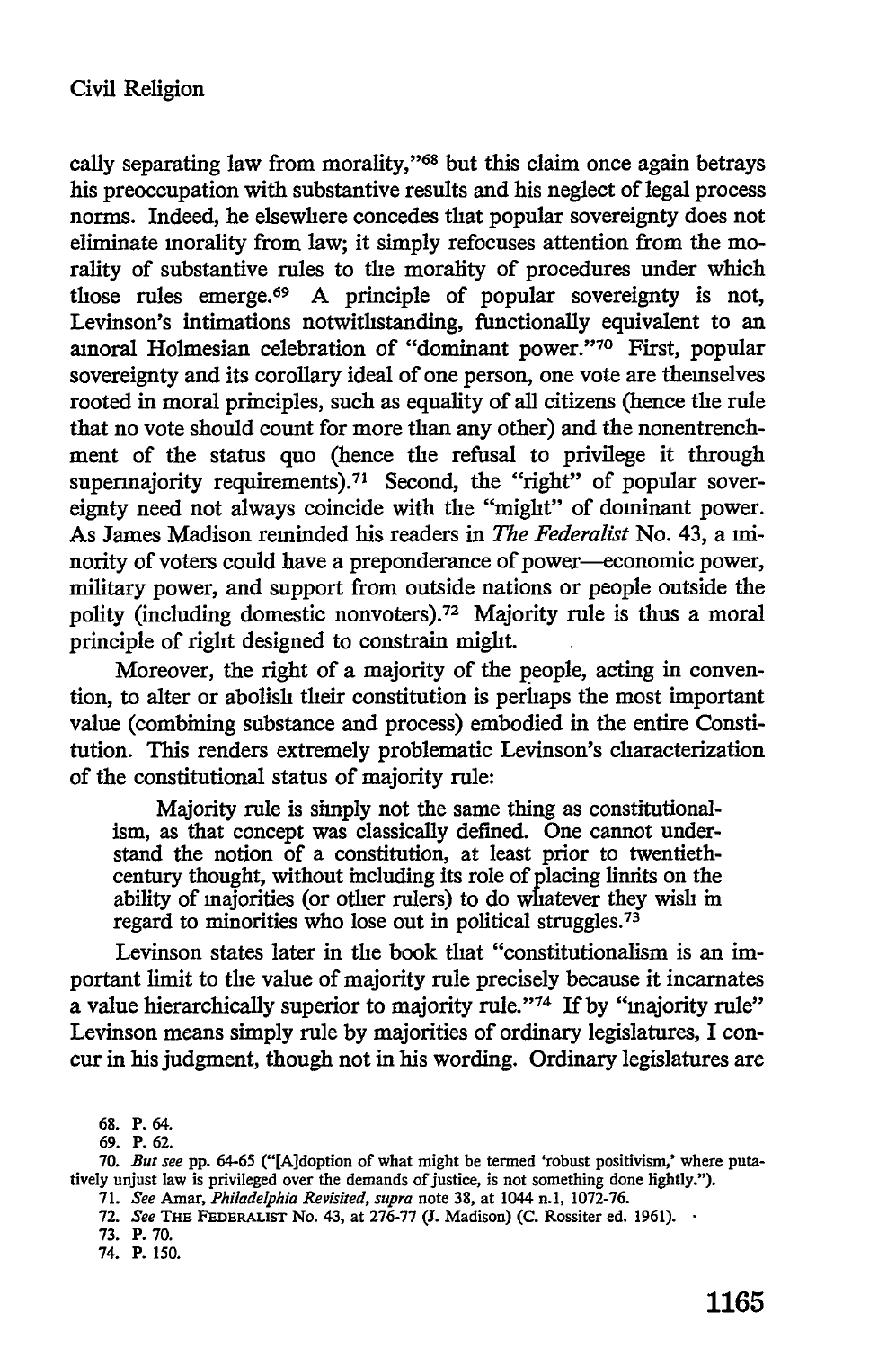cally separating law from morality,"[68] but this claim once again betrays his preoccupation with substantive results and his neglect of legal process norms. Indeed, he elsewhere concedes that popular sovereignty does not eliminate morality from law; it simply refocuses attention from the morality of substantive rules to the morality of procedures under which those rules emerge.[69] A principle of popular sovereignty is not, Levinson's intimations notwithstanding, functionally equivalent to an amoral Holmesian celebration of "dominant power."[70] First, popular sovereignty and its corollary ideal of one person, one vote are themselves rooted in moral principles, such as equality of all citizens (hence the rule that no vote should count for more than any other) and the nonentrenchment of the status quo (hence the refusal to privilege it through supermajority requirements).[71] Second, the "right" of popular sovereignty need not always coincide with the "might" of dominant power. As James Madison reminded his readers in *The Federalist* No. 43, a minority of voters could have a preponderance of power—economic power, military power, and support from outside nations or people outside the polity (including domestic nonvoters).[72] Majority rule is thus a moral principle of right designed to constrain might.

Moreover, the right of a majority of the people, acting in convention, to alter or abolish their constitution is perhaps the most important value (combining substance and process) embodied in the entire Constitution. This renders extremely problematic Levinson's characterization of the constitutional status of majority rule:

> Majority rule is simply not the same thing as constitutionalism, as that concept was classically defined. One cannot understand the notion of a constitution, at least prior to twentieth-century thought, without including its role of placing limits on the ability of majorities (or other rulers) to do whatever they wish in regard to minorities who lose out in political struggles.[73]

Levinson states later in the book that "constitutionalism is an important limit to the value of majority rule precisely because it incarnates a value hierarchically superior to majority rule."[74] If by "majority rule" Levinson means simply rule by majorities of ordinary legislatures, I concur in his judgment, though not in his wording. Ordinary legislatures are

---

68. P. 64.

69. P. 62.

70. *But see* pp. 64-65 ("[A]doption of what might be termed 'robust positivism,' where putatively unjust law is privileged over the demands of justice, is not something done lightly.").

71. *See* Amar, *Philadelphia Revisited*, *supra* note 38, at 1044 n.1, 1072-76.

72. *See* THE FEDERALIST No. 43, at 276-77 (J. Madison) (C. Rossiter ed. 1961).

73. P. 70.

74. P. 150.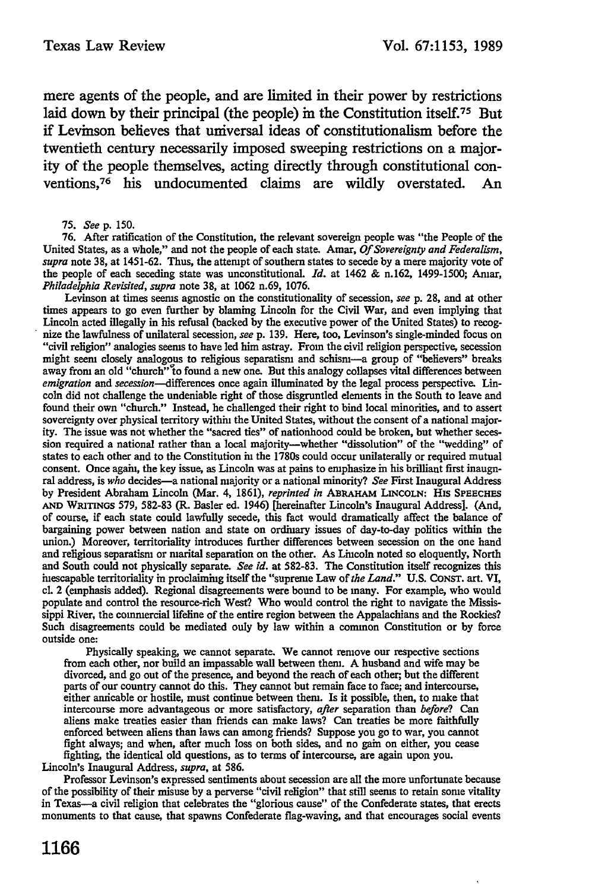mere agents of the people, and are limited in their power by restrictions laid down by their principal (the people) in the Constitution itself.[75] But if Levinson believes that universal ideas of constitutionalism before the twentieth century necessarily imposed sweeping restrictions on a majority of the people themselves, acting directly through constitutional conventions,[76] his undocumented claims are wildly overstated. An

75. *See* p. 150.

76. After ratification of the Constitution, the relevant sovereign people was "the People of the United States, as a whole," and not the people of each state. Amar, *Of Sovereignty and Federalism*, *supra* note 38, at 1451-62. Thus, the attempt of southern states to secede by a mere majority vote of the people of each seceding state was unconstitutional. *Id.* at 1462 & n.162, 1499-1500; Amar, *Philadelphia Revisited*, *supra* note 38, at 1062 n.69, 1076.

Levinson at times seems agnostic on the constitutionality of secession, *see* p. 28, and at other times appears to go even further by blaming Lincoln for the Civil War, and even implying that Lincoln acted illegally in his refusal (backed by the executive power of the United States) to recognize the lawfulness of unilateral secession, *see* p. 139. Here, too, Levinson's single-minded focus on "civil religion" analogies seems to have led him astray. From the civil religion perspective, secession might seem closely analogous to religious separatism and schism—a group of "believers" breaks away from an old "church" to found a new one. But this analogy collapses vital differences between *emigration* and *secession*—differences once again illuminated by the legal process perspective. Lincoln did not challenge the undeniable right of those disgruntled elements in the South to leave and found their own "church." Instead, he challenged their right to bind local minorities, and to assert sovereignty over physical territory within the United States, without the consent of a national majority. The issue was not whether the "sacred ties" of nationhood could be broken, but whether secession required a national rather than a local majority—whether "dissolution" of the "wedding" of states to each other and to the Constitution in the 1780s could occur unilaterally or required mutual consent. Once again, the key issue, as Lincoln was at pains to emphasize in his brilliant first inaugural address, is *who* decides—a national majority or a national minority? *See* First Inaugural Address by President Abraham Lincoln (Mar. 4, 1861), *reprinted in* ABRAHAM LINCOLN: HIS SPEECHES AND WRITINGS 579, 582-83 (R. Basler ed. 1946) [hereinafter Lincoln's Inaugural Address]. (And, of course, if each state could lawfully secede, this fact would dramatically affect the balance of bargaining power between nation and state on ordinary issues of day-to-day politics within the union.) Moreover, territoriality introduces further differences between secession on the one hand and religious separatism or marital separation on the other. As Lincoln noted so eloquently, North and South could not physically separate. *See id.* at 582-83. The Constitution itself recognizes this inescapable territoriality in proclaiming itself the "supreme Law of *the Land*." U.S. CONST. art. VI, cl. 2 (emphasis added). Regional disagreements were bound to be many. For example, who would populate and control the resource-rich West? Who would control the right to navigate the Mississippi River, the commercial lifeline of the entire region between the Appalachians and the Rockies? Such disagreements could be mediated only by law within a common Constitution or by force outside one:

> Physically speaking, we cannot separate. We cannot remove our respective sections from each other, nor build an impassable wall between them. A husband and wife may be divorced, and go out of the presence, and beyond the reach of each other; but the different parts of our country cannot do this. They cannot but remain face to face; and intercourse, either amicable or hostile, must continue between them. Is it possible, then, to make that intercourse more advantageous or more satisfactory, *after* separation than *before*? Can aliens make treaties easier than friends can make laws? Can treaties be more faithfully enforced between aliens than laws can among friends? Suppose you go to war, you cannot fight always; and when, after much loss on both sides, and no gain on either, you cease fighting, the identical old questions, as to terms of intercourse, are again upon you.

Lincoln's Inaugural Address, *supra*, at 586.

Professor Levinson's expressed sentiments about secession are all the more unfortunate because of the possibility of their misuse by a perverse "civil religion" that still seems to retain some vitality in Texas—a civil religion that celebrates the "glorious cause" of the Confederate states, that erects monuments to that cause, that spawns Confederate flag-waving, and that encourages social events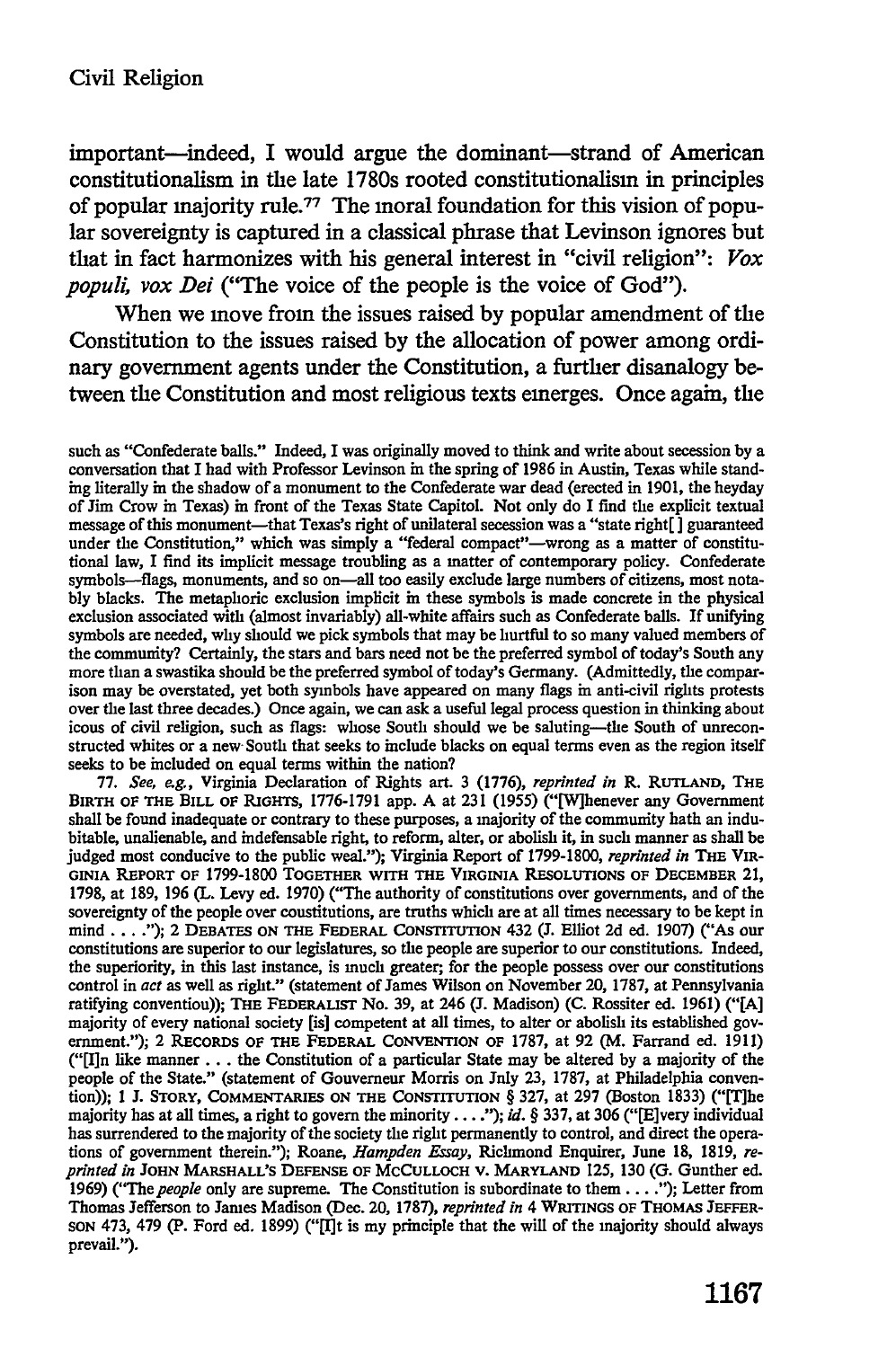important—indeed, I would argue the dominant—strand of American constitutionalism in the late 1780s rooted constitutionalism in principles of popular majority rule.[77] The moral foundation for this vision of popular sovereignty is captured in a classical phrase that Levinson ignores but that in fact harmonizes with his general interest in "civil religion": *Vox populi, vox Dei* ("The voice of the people is the voice of God").

When we move from the issues raised by popular amendment of the Constitution to the issues raised by the allocation of power among ordinary government agents under the Constitution, a further disanalogy between the Constitution and most religious texts emerges. Once again, the

such as "Confederate balls." Indeed, I was originally moved to think and write about secession by a conversation that I had with Professor Levinson in the spring of 1986 in Austin, Texas while standing literally in the shadow of a monument to the Confederate war dead (erected in 1901, the heyday of Jim Crow in Texas) in front of the Texas State Capitol. Not only do I find the explicit textual message of this monument—that Texas's right of unilateral secession was a "state right[] guaranteed under the Constitution," which was simply a "federal compact"—wrong as a matter of constitutional law, I find its implicit message troubling as a matter of contemporary policy. Confederate symbols—flags, monuments, and so on—all too easily exclude large numbers of citizens, most notably blacks. The metaphoric exclusion implicit in these symbols is made concrete in the physical exclusion associated with (almost invariably) all-white affairs such as Confederate balls. If unifying symbols are needed, why should we pick symbols that may be hurtful to so many valued members of the community? Certainly, the stars and bars need not be the preferred symbol of today's South any more than a swastika should be the preferred symbol of today's Germany. (Admittedly, the comparison may be overstated, yet both symbols have appeared on many flags in anti-civil rights protests over the last three decades.) Once again, we can ask a useful legal process question in thinking about icons of civil religion, such as flags: whose South should we be saluting—the South of unreconstructed whites or a new South that seeks to include blacks on equal terms even as the region itself seeks to be included on equal terms within the nation?

77. *See, e.g.*, Virginia Declaration of Rights art. 3 (1776), *reprinted in* R. RUTLAND, THE BIRTH OF THE BILL OF RIGHTS, 1776-1791 app. A at 231 (1955) ("[W]henever any Government shall be found inadequate or contrary to these purposes, a majority of the community hath an indubitable, unalienable, and indefensible right, to reform, alter, or abolish it, in such manner as shall be judged most conducive to the public weal."); Virginia Report of 1799-1800, *reprinted in* THE VIRGINIA REPORT OF 1799-1800 TOGETHER WITH THE VIRGINIA RESOLUTIONS OF DECEMBER 21, 1798, at 189, 196 (L. Levy ed. 1970) ("The authority of constitutions over governments, and of the sovereignty of the people over constitutions, are truths which are at all times necessary to be kept in mind . . . ."); 2 DEBATES ON THE FEDERAL CONSTITUTION 432 (J. Elliot 2d ed. 1907) ("As our constitutions are superior to our legislatures, so the people are superior to our constitutions. Indeed, the superiority, in this last instance, is much greater; for the people possess over our constitutions control in *act* as well as right." (statement of James Wilson on November 20, 1787, at Pennsylvania ratifying convention)); THE FEDERALIST No. 39, at 246 (J. Madison) (C. Rossiter ed. 1961) ("[A] majority of every national society [is] competent at all times, to alter or abolish its established government."); 2 RECORDS OF THE FEDERAL CONVENTION OF 1787, at 92 (M. Farrand ed. 1911) ("[I]n like manner . . . the Constitution of a particular State may be altered by a majority of the people of the State." (statement of Gouverneur Morris on July 23, 1787, at Philadelphia convention)); 1 J. STORY, COMMENTARIES ON THE CONSTITUTION § 327, at 297 (Boston 1833) ("[T]he majority has at all times, a right to govern the minority . . . ."); *id.* § 337, at 306 ("[E]very individual has surrendered to the majority of the society the right permanently to control, and direct the operations of government therein."); Roane, *Hampden Essay*, Richmond Enquirer, June 18, 1819, *reprinted in* JOHN MARSHALL'S DEFENSE OF MCCULLOCH V. MARYLAND 125, 130 (G. Gunther ed. 1969) ("The *people* only are supreme. The Constitution is subordinate to them . . . ."); Letter from Thomas Jefferson to James Madison (Dec. 20, 1787), *reprinted in* 4 WRITINGS OF THOMAS JEFFERSON 473, 479 (P. Ford ed. 1899) ("[I]t is my principle that the will of the majority should always prevail.").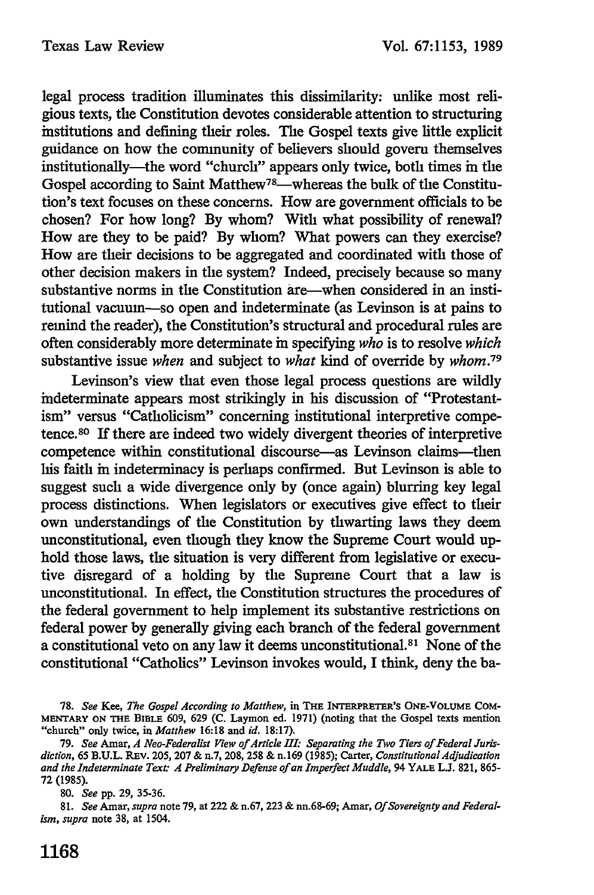legal process tradition illuminates this dissimilarity: unlike most religious texts, the Constitution devotes considerable attention to structuring institutions and defining their roles. The Gospel texts give little explicit guidance on how the community of believers should govern themselves institutionally—the word "church" appears only twice, both times in the Gospel according to Saint Matthew[78]—whereas the bulk of the Constitution's text focuses on these concerns. How are government officials to be chosen? For how long? By whom? With what possibility of renewal? How are they to be paid? By whom? What powers can they exercise? How are their decisions to be aggregated and coordinated with those of other decision makers in the system? Indeed, precisely because so many substantive norms in the Constitution are—when considered in an institutional vacuum—so open and indeterminate (as Levinson is at pains to remind the reader), the Constitution's structural and procedural rules are often considerably more determinate in specifying *who* is to resolve *which* substantive issue *when* and subject to *what* kind of override by *whom*.[79]

Levinson's view that even those legal process questions are wildly indeterminate appears most strikingly in his discussion of "Protestantism" versus "Catholicism" concerning institutional interpretive competence.[80] If there are indeed two widely divergent theories of interpretive competence within constitutional discourse—as Levinson claims—then his faith in indeterminacy is perhaps confirmed. But Levinson is able to suggest such a wide divergence only by (once again) blurring key legal process distinctions. When legislators or executives give effect to their own understandings of the Constitution by thwarting laws they deem unconstitutional, even though they know the Supreme Court would uphold those laws, the situation is very different from legislative or executive disregard of a holding by the Supreme Court that a law is unconstitutional. In effect, the Constitution structures the procedures of the federal government to help implement its substantive restrictions on federal power by generally giving each branch of the federal government a constitutional veto on any law it deems unconstitutional.[81] None of the constitutional "Catholics" Levinson invokes would, I think, deny the ba-

78. *See* Kee, *The Gospel According to Matthew*, in THE INTERPRETER'S ONE-VOLUME COMMENTARY ON THE BIBLE 609, 629 (C. Laymon ed. 1971) (noting that the Gospel texts mention "church" only twice, in *Matthew* 16:18 and *id.* 18:17).

79. *See* Amar, *A Neo-Federalist View of Article III: Separating the Two Tiers of Federal Jurisdiction*, 65 B.U.L. REV. 205, 207 & n.7, 208, 258 & n.169 (1985); Carter, *Constitutional Adjudication and the Indeterminate Text: A Preliminary Defense of an Imperfect Muddle*, 94 YALE L.J. 821, 865-72 (1985).

80. *See* pp. 29, 35-36.

81. *See* Amar, *supra* note 79, at 222 & n.67, 223 & nn.68-69; Amar, *Of Sovereignty and Federalism*, *supra* note 38, at 1504.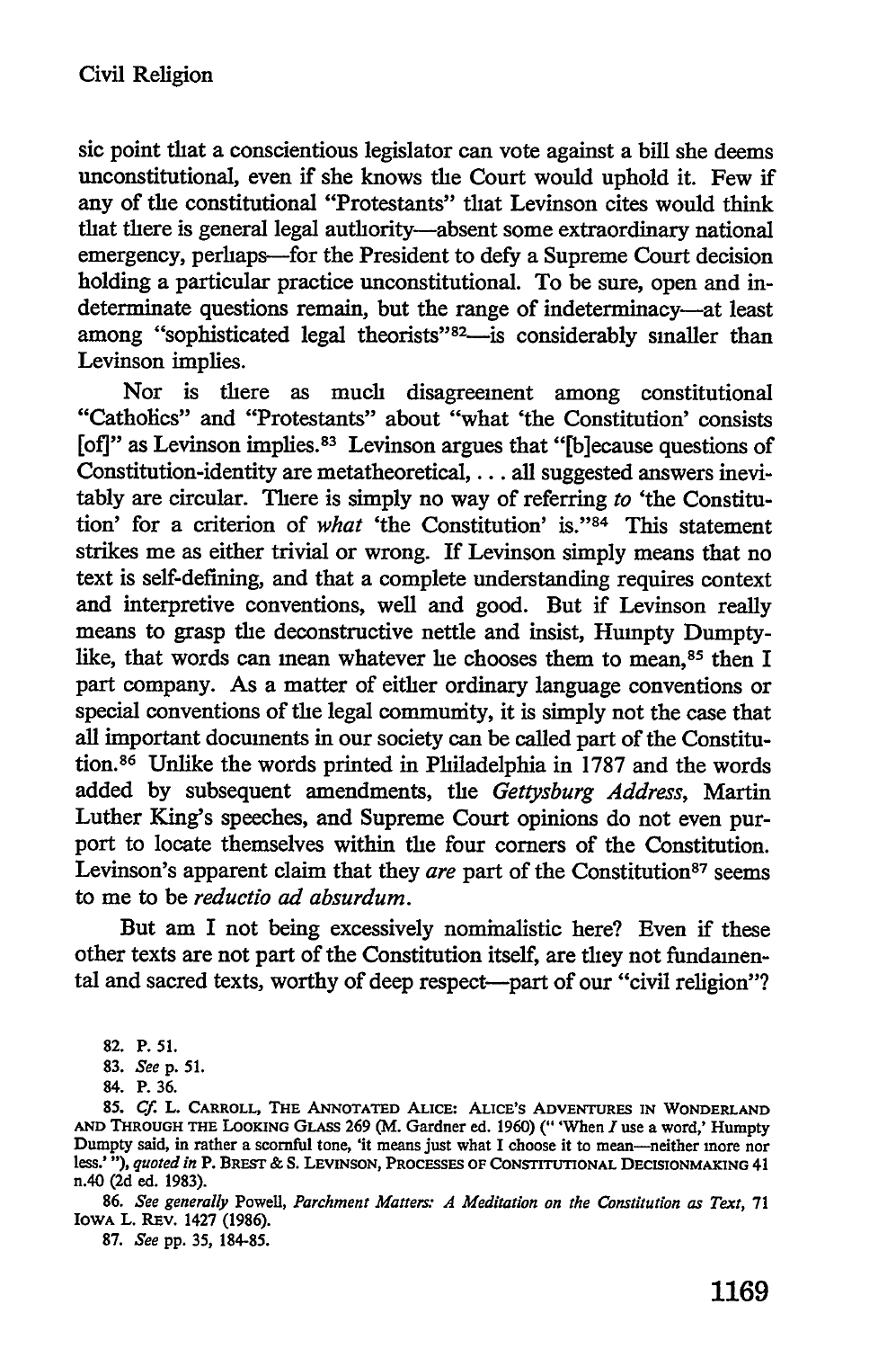sic point that a conscientious legislator can vote against a bill she deems unconstitutional, even if she knows the Court would uphold it. Few if any of the constitutional "Protestants" that Levinson cites would think that there is general legal authority—absent some extraordinary national emergency, perhaps—for the President to defy a Supreme Court decision holding a particular practice unconstitutional. To be sure, open and indeterminate questions remain, but the range of indeterminacy—at least among "sophisticated legal theorists"[82]—is considerably smaller than Levinson implies.

Nor is there as much disagreement among constitutional "Catholics" and "Protestants" about "what 'the Constitution' consists [of]" as Levinson implies.[83] Levinson argues that "[b]ecause questions of Constitution-identity are metatheoretical, . . . all suggested answers inevitably are circular. There is simply no way of referring *to* 'the Constitution' for a criterion of *what* 'the Constitution' is."[84] This statement strikes me as either trivial or wrong. If Levinson simply means that no text is self-defining, and that a complete understanding requires context and interpretive conventions, well and good. But if Levinson really means to grasp the deconstructive nettle and insist, Humpty Dumpty-like, that words can mean whatever he chooses them to mean,[85] then I part company. As a matter of either ordinary language conventions or special conventions of the legal community, it is simply not the case that all important documents in our society can be called part of the Constitution.[86] Unlike the words printed in Philadelphia in 1787 and the words added by subsequent amendments, the *Gettysburg Address*, Martin Luther King's speeches, and Supreme Court opinions do not even purport to locate themselves within the four corners of the Constitution. Levinson's apparent claim that they *are* part of the Constitution[87] seems to me to be *reductio ad absurdum*.

But am I not being excessively nominalistic here? Even if these other texts are not part of the Constitution itself, are they not fundamental and sacred texts, worthy of deep respect—part of our "civil religion"?

82. P. 51.

83. *See* p. 51.

84. P. 36.

85. *Cf.* L. CARROLL, THE ANNOTATED ALICE: ALICE'S ADVENTURES IN WONDERLAND AND THROUGH THE LOOKING GLASS 269 (M. Gardner ed. 1960) ("'When *I* use a word,' Humpty Dumpty said, in rather a scornful tone, 'it means just what I choose it to mean—neither more nor less.'"), *quoted in* P. BREST & S. LEVINSON, PROCESSES OF CONSTITUTIONAL DECISIONMAKING 41 n.40 (2d ed. 1983).

86. *See generally* Powell, *Parchment Matters: A Meditation on the Constitution as Text*, 71 IOWA L. REV. 1427 (1986).

87. *See* pp. 35, 184-85.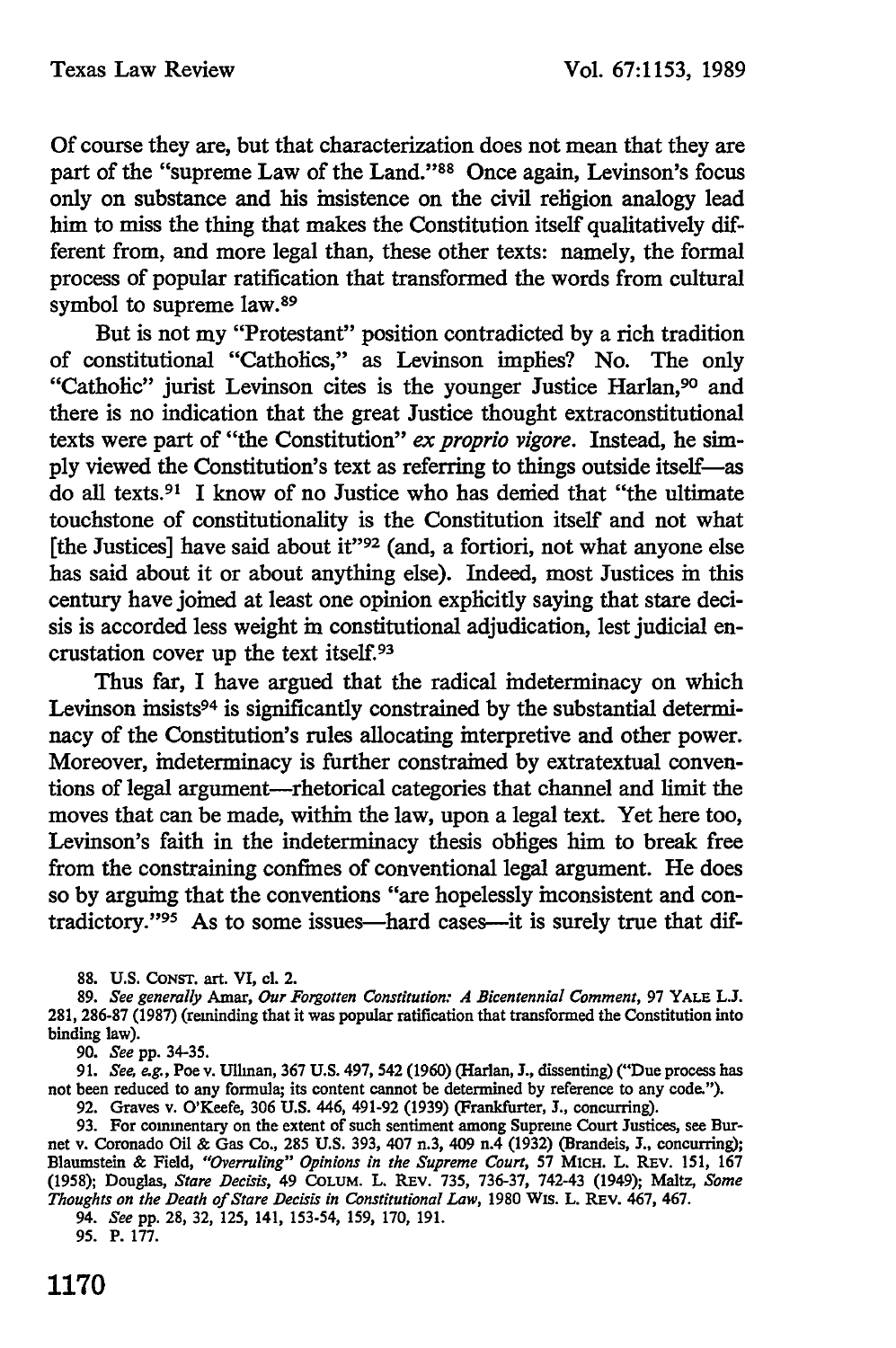Of course they are, but that characterization does not mean that they are part of the "supreme Law of the Land."[88] Once again, Levinson's focus only on substance and his insistence on the civil religion analogy lead him to miss the thing that makes the Constitution itself qualitatively different from, and more legal than, these other texts: namely, the formal process of popular ratification that transformed the words from cultural symbol to supreme law.[89]

But is not my "Protestant" position contradicted by a rich tradition of constitutional "Catholics," as Levinson implies? No. The only "Catholic" jurist Levinson cites is the younger Justice Harlan,[90] and there is no indication that the great Justice thought extraconstitutional texts were part of "the Constitution" *ex proprio vigore*. Instead, he simply viewed the Constitution's text as referring to things outside itself—as do all texts.[91] I know of no Justice who has denied that "the ultimate touchstone of constitutionality is the Constitution itself and not what [the Justices] have said about it"[92] (and, a fortiori, not what anyone else has said about it or about anything else). Indeed, most Justices in this century have joined at least one opinion explicitly saying that stare decisis is accorded less weight in constitutional adjudication, lest judicial encrustation cover up the text itself.[93]

Thus far, I have argued that the radical indeterminacy on which Levinson insists[94] is significantly constrained by the substantial determinacy of the Constitution's rules allocating interpretive and other power. Moreover, indeterminacy is further constrained by extratextual conventions of legal argument—rhetorical categories that channel and limit the moves that can be made, within the law, upon a legal text. Yet here too, Levinson's faith in the indeterminacy thesis obliges him to break free from the constraining confines of conventional legal argument. He does so by arguing that the conventions "are hopelessly inconsistent and contradictory."[95] As to some issues—hard cases—it is surely true that dif-

---

88. U.S. CONST. art. VI, cl. 2.

89. *See generally* Amar, *Our Forgotten Constitution: A Bicentennial Comment*, 97 YALE L.J. 281, 286-87 (1987) (reminding that it was popular ratification that transformed the Constitution into binding law).

90. *See* pp. 34-35.

91. *See, e.g.*, Poe v. Ullman, 367 U.S. 497, 542 (1960) (Harlan, J., dissenting) ("Due process has not been reduced to any formula; its content cannot be determined by reference to any code.").

92. Graves v. O'Keefe, 306 U.S. 446, 491-92 (1939) (Frankfurter, J., concurring).

93. For commentary on the extent of such sentiment among Supreme Court Justices, see Burnet v. Coronado Oil & Gas Co., 285 U.S. 393, 407 n.3, 409 n.4 (1932) (Brandeis, J., concurring); Blaumstein & Field, *"Overruling" Opinions in the Supreme Court*, 57 MICH. L. REV. 151, 167 (1958); Douglas, *Stare Decisis*, 49 COLUM. L. REV. 735, 736-37, 742-43 (1949); Maltz, *Some Thoughts on the Death of Stare Decisis in Constitutional Law*, 1980 WIS. L. REV. 467, 467.

94. *See* pp. 28, 32, 125, 141, 153-54, 159, 170, 191.

95. P. 177.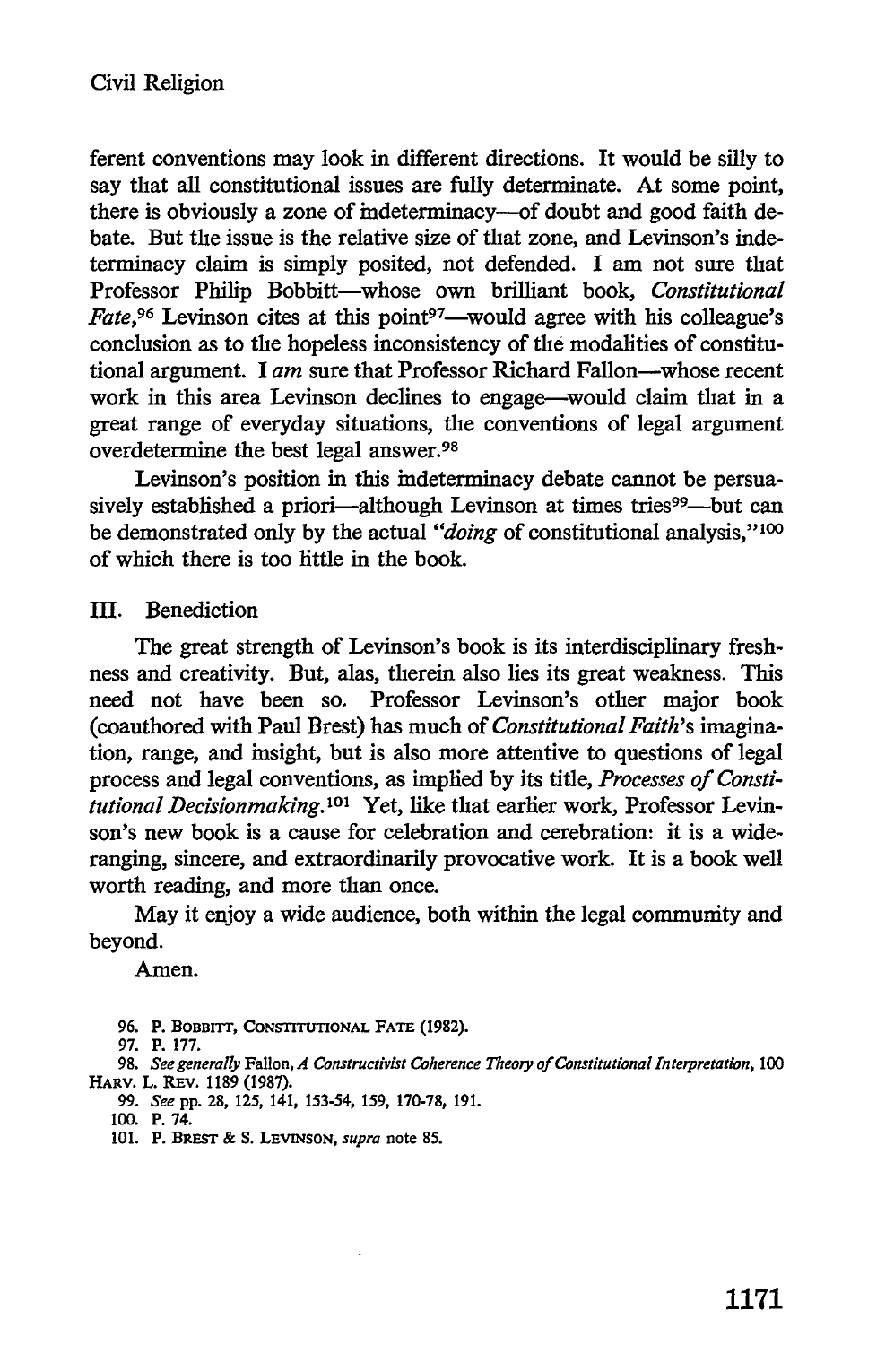ferent conventions may look in different directions. It would be silly to say that all constitutional issues are fully determinate. At some point, there is obviously a zone of indeterminacy—of doubt and good faith debate. But the issue is the relative size of that zone, and Levinson's indeterminacy claim is simply posited, not defended. I am not sure that Professor Philip Bobbitt—whose own brilliant book, *Constitutional Fate*,[96] Levinson cites at this point[97]—would agree with his colleague's conclusion as to the hopeless inconsistency of the modalities of constitutional argument. I *am* sure that Professor Richard Fallon—whose recent work in this area Levinson declines to engage—would claim that in a great range of everyday situations, the conventions of legal argument overdetermine the best legal answer.[98]

Levinson's position in this indeterminacy debate cannot be persuasively established a priori—although Levinson at times tries[99]—but can be demonstrated only by the actual "*doing* of constitutional analysis,"[100] of which there is too little in the book.

## III. Benediction

The great strength of Levinson's book is its interdisciplinary freshness and creativity. But, alas, therein also lies its great weakness. This need not have been so. Professor Levinson's other major book (coauthored with Paul Brest) has much of *Constitutional Faith*'s imagination, range, and insight, but is also more attentive to questions of legal process and legal conventions, as implied by its title, *Processes of Constitutional Decisionmaking*.[101] Yet, like that earlier work, Professor Levinson's new book is a cause for celebration and cerebration: it is a wide-ranging, sincere, and extraordinarily provocative work. It is a book well worth reading, and more than once.

May it enjoy a wide audience, both within the legal community and beyond.

Amen.

96. P. BOBBITT, CONSTITUTIONAL FATE (1982).

97. P. 177.

98. *See generally* Fallon, *A Constructivist Coherence Theory of Constitutional Interpretation*, 100 HARV. L. REV. 1189 (1987).

99. *See* pp. 28, 125, 141, 153-54, 159, 170-78, 191.

100. P. 74.

101. P. BREST & S. LEVINSON, *supra* note 85.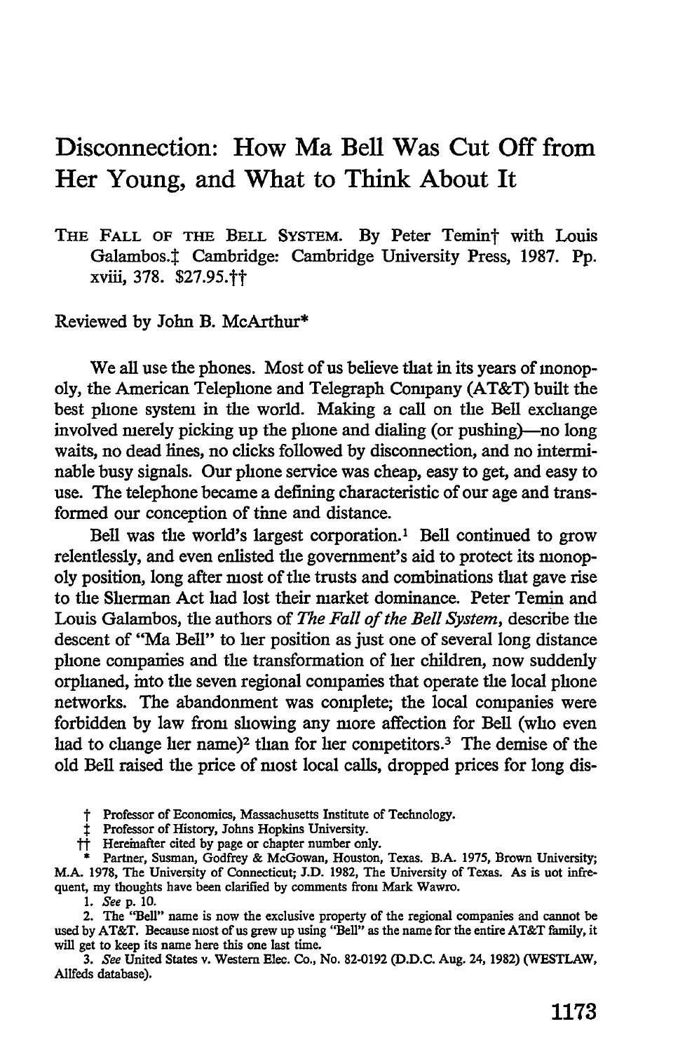# Disconnection: How Ma Bell Was Cut Off from Her Young, and What to Think About It

THE FALL OF THE BELL SYSTEM. By Peter Temin† with Louis Galambos.‡ Cambridge: Cambridge University Press, 1987. Pp. xviii, 378. $27.95.††

Reviewed by John B. McArthur*

We all use the phones. Most of us believe that in its years of monopoly, the American Telephone and Telegraph Company (AT&T) built the best phone system in the world. Making a call on the Bell exchange involved merely picking up the phone and dialing (or pushing)—no long waits, no dead lines, no clicks followed by disconnection, and no interminable busy signals. Our phone service was cheap, easy to get, and easy to use. The telephone became a defining characteristic of our age and transformed our conception of time and distance.

Bell was the world's largest corporation.[1] Bell continued to grow relentlessly, and even enlisted the government's aid to protect its monopoly position, long after most of the trusts and combinations that gave rise to the Sherman Act had lost their market dominance. Peter Temin and Louis Galambos, the authors of *The Fall of the Bell System*, describe the descent of "Ma Bell" to her position as just one of several long distance phone companies and the transformation of her children, now suddenly orphaned, into the seven regional companies that operate the local phone networks. The abandonment was complete; the local companies were forbidden by law from showing any more affection for Bell (who even had to change her name)[2] than for her competitors.[3] The demise of the old Bell raised the price of most local calls, dropped prices for long dis-

† Professor of Economics, Massachusetts Institute of Technology.

‡ Professor of History, Johns Hopkins University.

†† Hereinafter cited by page or chapter number only.

\* Partner, Susman, Godfrey & McGowan, Houston, Texas. B.A. 1975, Brown University; M.A. 1978, The University of Connecticut; J.D. 1982, The University of Texas. As is not infrequent, my thoughts have been clarified by comments from Mark Wawro.

1. *See* p. 10.

2. The "Bell" name is now the exclusive property of the regional companies and cannot be used by AT&T. Because most of us grew up using "Bell" as the name for the entire AT&T family, it will get to keep its name here this one last time.

3. *See* United States v. Western Elec. Co., No. 82-0192 (D.D.C. Aug. 24, 1982) (WESTLAW, Allfeds database).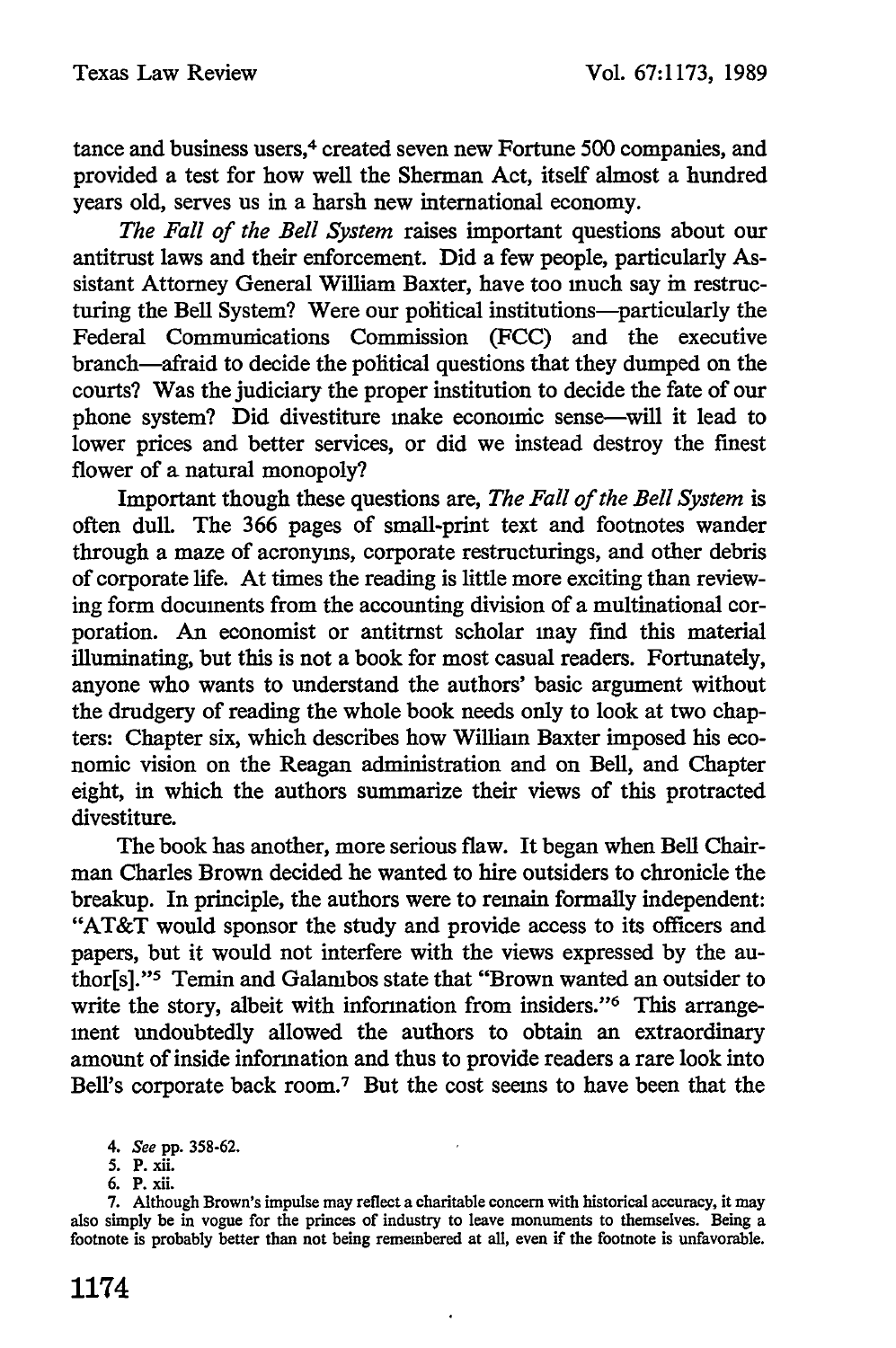tance and business users,[4] created seven new Fortune 500 companies, and provided a test for how well the Sherman Act, itself almost a hundred years old, serves us in a harsh new international economy.

*The Fall of the Bell System* raises important questions about our antitrust laws and their enforcement. Did a few people, particularly Assistant Attorney General William Baxter, have too much say in restructuring the Bell System? Were our political institutions—particularly the Federal Communications Commission (FCC) and the executive branch—afraid to decide the political questions that they dumped on the courts? Was the judiciary the proper institution to decide the fate of our phone system? Did divestiture make economic sense—will it lead to lower prices and better services, or did we instead destroy the finest flower of a natural monopoly?

Important though these questions are, *The Fall of the Bell System* is often dull. The 366 pages of small-print text and footnotes wander through a maze of acronyms, corporate restructurings, and other debris of corporate life. At times the reading is little more exciting than reviewing form documents from the accounting division of a multinational corporation. An economist or antitrust scholar may find this material illuminating, but this is not a book for most casual readers. Fortunately, anyone who wants to understand the authors' basic argument without the drudgery of reading the whole book needs only to look at two chapters: Chapter six, which describes how William Baxter imposed his economic vision on the Reagan administration and on Bell, and Chapter eight, in which the authors summarize their views of this protracted divestiture.

The book has another, more serious flaw. It began when Bell Chairman Charles Brown decided he wanted to hire outsiders to chronicle the breakup. In principle, the authors were to remain formally independent: "AT&T would sponsor the study and provide access to its officers and papers, but it would not interfere with the views expressed by the author[s]."[5] Temin and Galambos state that "Brown wanted an outsider to write the story, albeit with information from insiders."[6] This arrangement undoubtedly allowed the authors to obtain an extraordinary amount of inside information and thus to provide readers a rare look into Bell's corporate back room.[7] But the cost seems to have been that the

4. *See* pp. 358-62.

5. P. xii.

6. P. xii.

7. Although Brown's impulse may reflect a charitable concern with historical accuracy, it may also simply be in vogue for the princes of industry to leave monuments to themselves. Being a footnote is probably better than not being remembered at all, even if the footnote is unfavorable.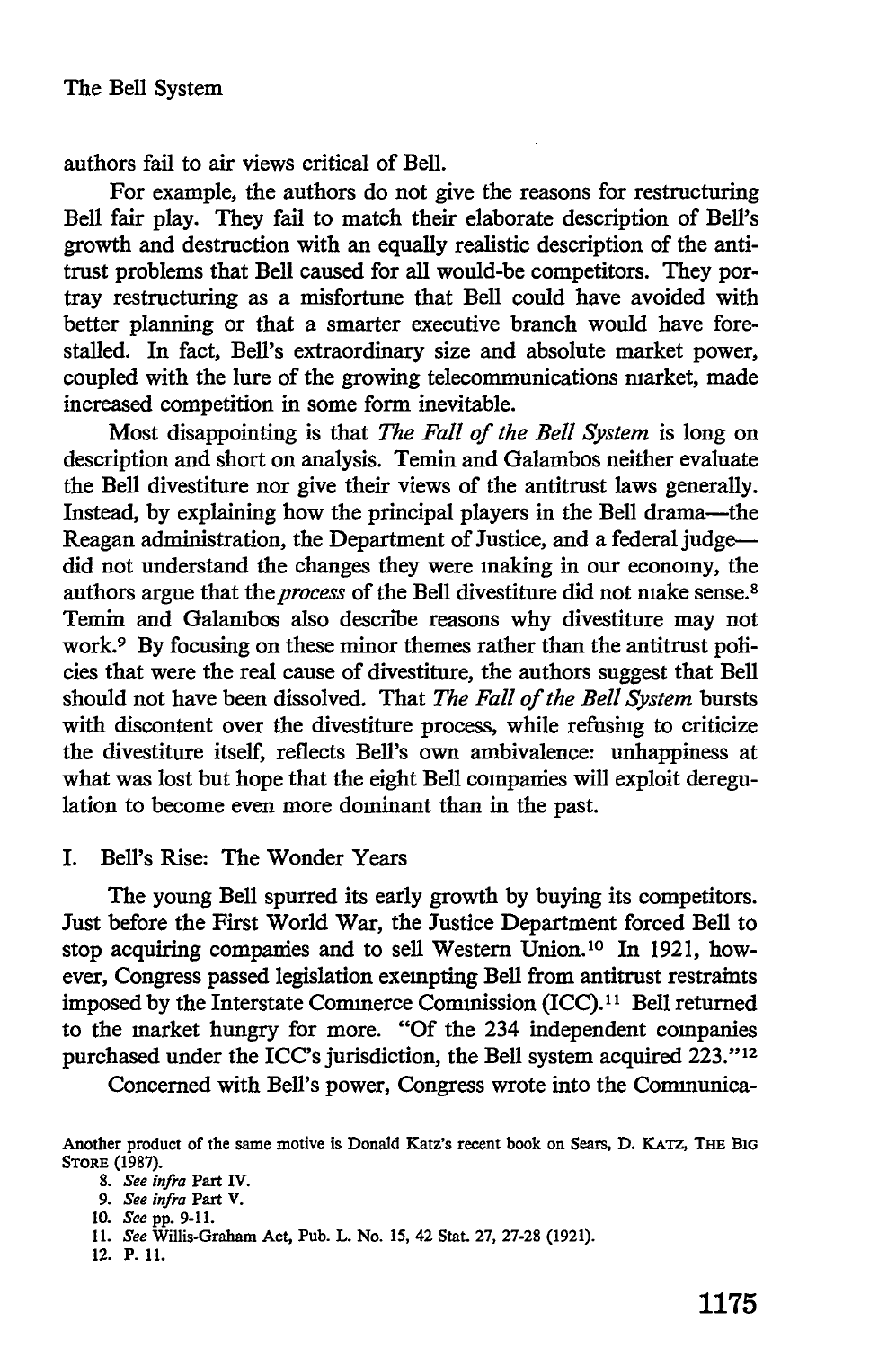authors fail to air views critical of Bell.

For example, the authors do not give the reasons for restructuring Bell fair play. They fail to match their elaborate description of Bell's growth and destruction with an equally realistic description of the antitrust problems that Bell caused for all would-be competitors. They portray restructuring as a misfortune that Bell could have avoided with better planning or that a smarter executive branch would have forestalled. In fact, Bell's extraordinary size and absolute market power, coupled with the lure of the growing telecommunications market, made increased competition in some form inevitable.

Most disappointing is that *The Fall of the Bell System* is long on description and short on analysis. Temin and Galambos neither evaluate the Bell divestiture nor give their views of the antitrust laws generally. Instead, by explaining how the principal players in the Bell drama—the Reagan administration, the Department of Justice, and a federal judge—did not understand the changes they were making in our economy, the authors argue that the *process* of the Bell divestiture did not make sense.[8] Temin and Galambos also describe reasons why divestiture may not work.[9] By focusing on these minor themes rather than the antitrust policies that were the real cause of divestiture, the authors suggest that Bell should not have been dissolved. That *The Fall of the Bell System* bursts with discontent over the divestiture process, while refusing to criticize the divestiture itself, reflects Bell's own ambivalence: unhappiness at what was lost but hope that the eight Bell companies will exploit deregulation to become even more dominant than in the past.

## I. Bell's Rise: The Wonder Years

The young Bell spurred its early growth by buying its competitors. Just before the First World War, the Justice Department forced Bell to stop acquiring companies and to sell Western Union.[10] In 1921, however, Congress passed legislation exempting Bell from antitrust restraints imposed by the Interstate Commerce Commission (ICC).[11] Bell returned to the market hungry for more. "Of the 234 independent companies purchased under the ICC's jurisdiction, the Bell system acquired 223."[12]

Concerned with Bell's power, Congress wrote into the Communica-

Another product of the same motive is Donald Katz's recent book on Sears, D. KATZ, THE BIG STORE (1987).

8. *See infra* Part IV.

9. *See infra* Part V.

10. *See* pp. 9-11.

11. *See* Willis-Graham Act, Pub. L. No. 15, 42 Stat. 27, 27-28 (1921).

12. P. 11.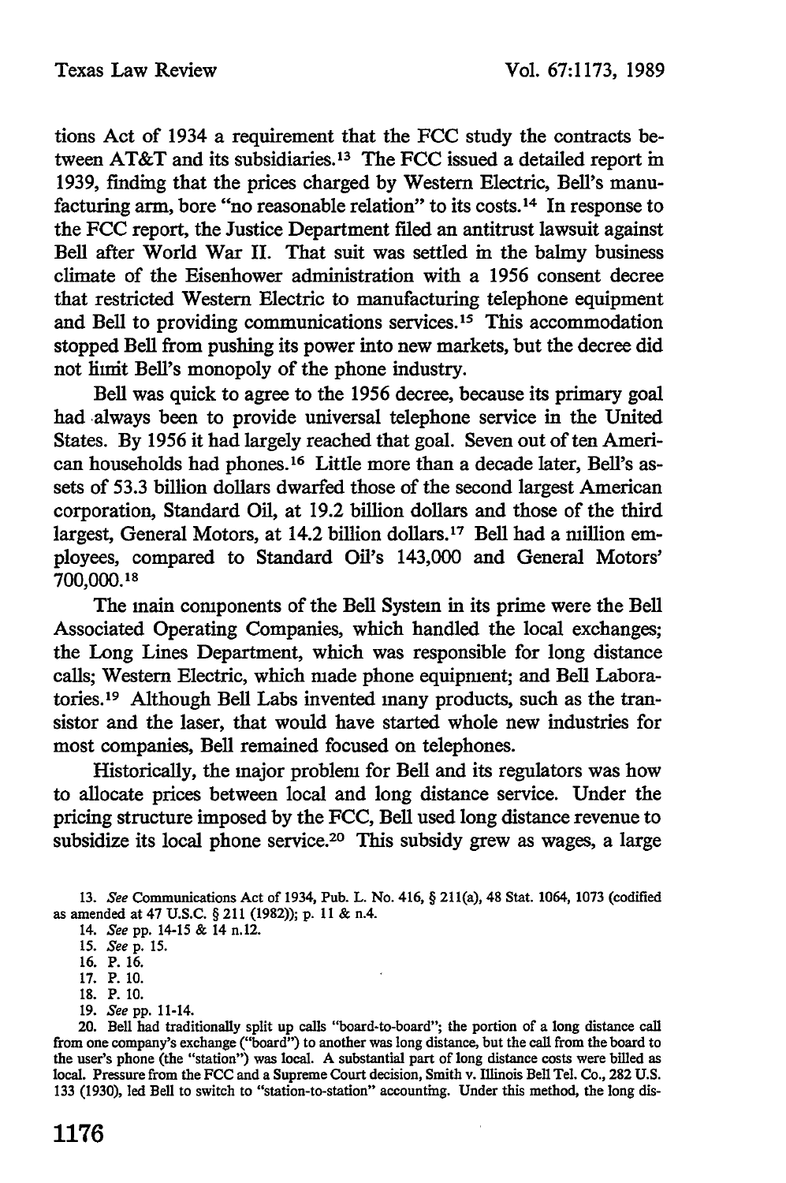tions Act of 1934 a requirement that the FCC study the contracts between AT&T and its subsidiaries.[13] The FCC issued a detailed report in 1939, finding that the prices charged by Western Electric, Bell's manufacturing arm, bore "no reasonable relation" to its costs.[14] In response to the FCC report, the Justice Department filed an antitrust lawsuit against Bell after World War II. That suit was settled in the balmy business climate of the Eisenhower administration with a 1956 consent decree that restricted Western Electric to manufacturing telephone equipment and Bell to providing communications services.[15] This accommodation stopped Bell from pushing its power into new markets, but the decree did not limit Bell's monopoly of the phone industry.

Bell was quick to agree to the 1956 decree, because its primary goal had always been to provide universal telephone service in the United States. By 1956 it had largely reached that goal. Seven out of ten American households had phones.[16] Little more than a decade later, Bell's assets of 53.3 billion dollars dwarfed those of the second largest American corporation, Standard Oil, at 19.2 billion dollars and those of the third largest, General Motors, at 14.2 billion dollars.[17] Bell had a million employees, compared to Standard Oil's 143,000 and General Motors' 700,000.[18]

The main components of the Bell System in its prime were the Bell Associated Operating Companies, which handled the local exchanges; the Long Lines Department, which was responsible for long distance calls; Western Electric, which made phone equipment; and Bell Laboratories.[19] Although Bell Labs invented many products, such as the transistor and the laser, that would have started whole new industries for most companies, Bell remained focused on telephones.

Historically, the major problem for Bell and its regulators was how to allocate prices between local and long distance service. Under the pricing structure imposed by the FCC, Bell used long distance revenue to subsidize its local phone service.[20] This subsidy grew as wages, a large

13. *See* Communications Act of 1934, Pub. L. No. 416, § 211(a), 48 Stat. 1064, 1073 (codified as amended at 47 U.S.C. § 211 (1982)); p. 11 & n.4.

14. *See* pp. 14-15 & 14 n.12.

15. *See* p. 15.

16. P. 16.

17. P. 10.

18. P. 10.

19. *See* pp. 11-14.

20. Bell had traditionally split up calls "board-to-board"; the portion of a long distance call from one company's exchange ("board") to another was long distance, but the call from the board to the user's phone (the "station") was local. A substantial part of long distance costs were billed as local. Pressure from the FCC and a Supreme Court decision, Smith v. Illinois Bell Tel. Co., 282 U.S. 133 (1930), led Bell to switch to "station-to-station" accounting. Under this method, the long dis-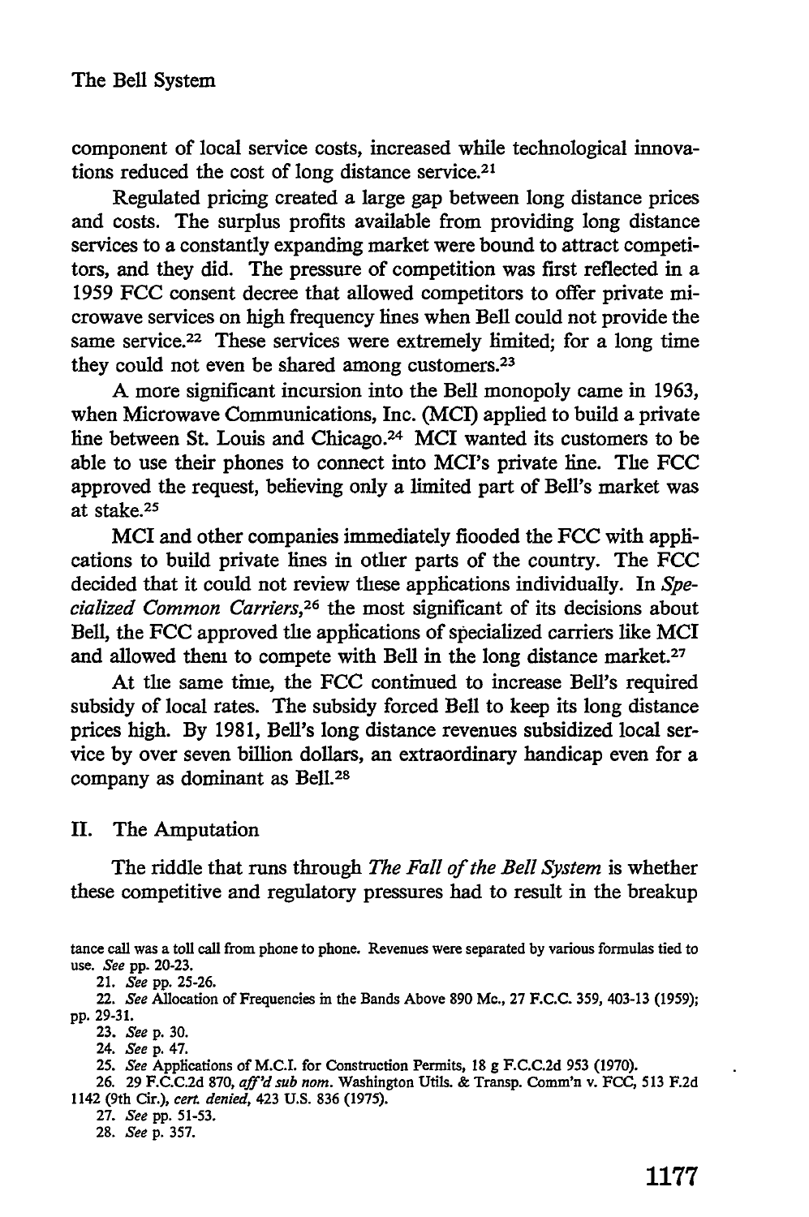component of local service costs, increased while technological innovations reduced the cost of long distance service.[21]

Regulated pricing created a large gap between long distance prices and costs. The surplus profits available from providing long distance services to a constantly expanding market were bound to attract competitors, and they did. The pressure of competition was first reflected in a 1959 FCC consent decree that allowed competitors to offer private microwave services on high frequency lines when Bell could not provide the same service.[22] These services were extremely limited; for a long time they could not even be shared among customers.[23]

A more significant incursion into the Bell monopoly came in 1963, when Microwave Communications, Inc. (MCI) applied to build a private line between St. Louis and Chicago.[24] MCI wanted its customers to be able to use their phones to connect into MCI's private line. The FCC approved the request, believing only a limited part of Bell's market was at stake.[25]

MCI and other companies immediately flooded the FCC with applications to build private lines in other parts of the country. The FCC decided that it could not review these applications individually. In *Specialized Common Carriers*,[26] the most significant of its decisions about Bell, the FCC approved the applications of specialized carriers like MCI and allowed them to compete with Bell in the long distance market.[27]

At the same time, the FCC continued to increase Bell's required subsidy of local rates. The subsidy forced Bell to keep its long distance prices high. By 1981, Bell's long distance revenues subsidized local service by over seven billion dollars, an extraordinary handicap even for a company as dominant as Bell.[28]

## II. The Amputation

The riddle that runs through *The Fall of the Bell System* is whether these competitive and regulatory pressures had to result in the breakup

---

tance call was a toll call from phone to phone. Revenues were separated by various formulas tied to use. *See* pp. 20-23.

21. *See* pp. 25-26.

22. *See* Allocation of Frequencies in the Bands Above 890 Mc., 27 F.C.C. 359, 403-13 (1959); pp. 29-31.

23. *See* p. 30.

24. *See* p. 47.

25. *See* Applications of M.C.I. for Construction Permits, 18 g F.C.C.2d 953 (1970).

26. 29 F.C.C.2d 870, *aff'd sub nom.* Washington Utils. & Transp. Comm'n v. FCC, 513 F.2d 1142 (9th Cir.), *cert. denied*, 423 U.S. 836 (1975).

27. *See* pp. 51-53.

28. *See* p. 357.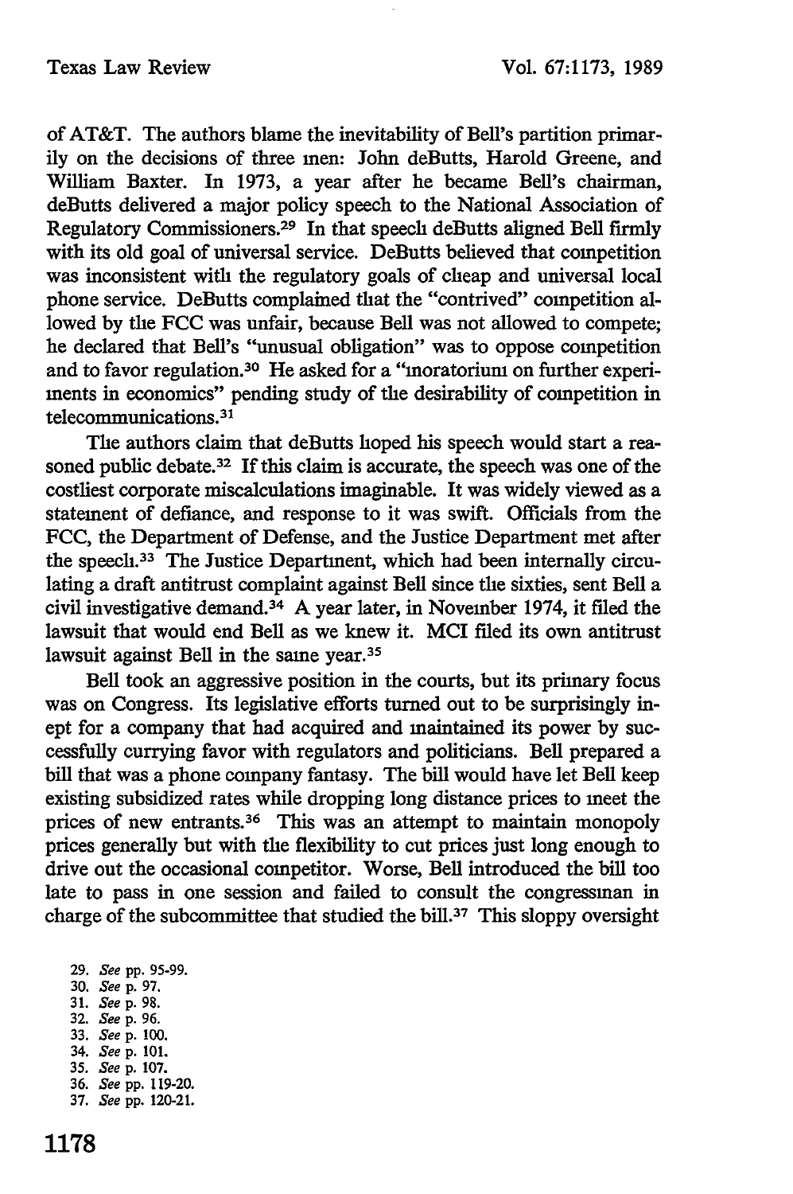of AT&T. The authors blame the inevitability of Bell's partition primarily on the decisions of three men: John deButts, Harold Greene, and William Baxter. In 1973, a year after he became Bell's chairman, deButts delivered a major policy speech to the National Association of Regulatory Commissioners.[29] In that speech deButts aligned Bell firmly with its old goal of universal service. DeButts believed that competition was inconsistent with the regulatory goals of cheap and universal local phone service. DeButts complained that the "contrived" competition allowed by the FCC was unfair, because Bell was not allowed to compete; he declared that Bell's "unusual obligation" was to oppose competition and to favor regulation.[30] He asked for a "moratorium on further experiments in economics" pending study of the desirability of competition in telecommunications.[31]

The authors claim that deButts hoped his speech would start a reasoned public debate.[32] If this claim is accurate, the speech was one of the costliest corporate miscalculations imaginable. It was widely viewed as a statement of defiance, and response to it was swift. Officials from the FCC, the Department of Defense, and the Justice Department met after the speech.[33] The Justice Department, which had been internally circulating a draft antitrust complaint against Bell since the sixties, sent Bell a civil investigative demand.[34] A year later, in November 1974, it filed the lawsuit that would end Bell as we knew it. MCI filed its own antitrust lawsuit against Bell in the same year.[35]

Bell took an aggressive position in the courts, but its primary focus was on Congress. Its legislative efforts turned out to be surprisingly inept for a company that had acquired and maintained its power by successfully currying favor with regulators and politicians. Bell prepared a bill that was a phone company fantasy. The bill would have let Bell keep existing subsidized rates while dropping long distance prices to meet the prices of new entrants.[36] This was an attempt to maintain monopoly prices generally but with the flexibility to cut prices just long enough to drive out the occasional competitor. Worse, Bell introduced the bill too late to pass in one session and failed to consult the congressman in charge of the subcommittee that studied the bill.[37] This sloppy oversight

29. *See* pp. 95-99.
30. *See* p. 97.
31. *See* p. 98.
32. *See* p. 96.
33. *See* p. 100.
34. *See* p. 101.
35. *See* p. 107.
36. *See* pp. 119-20.
37. *See* pp. 120-21.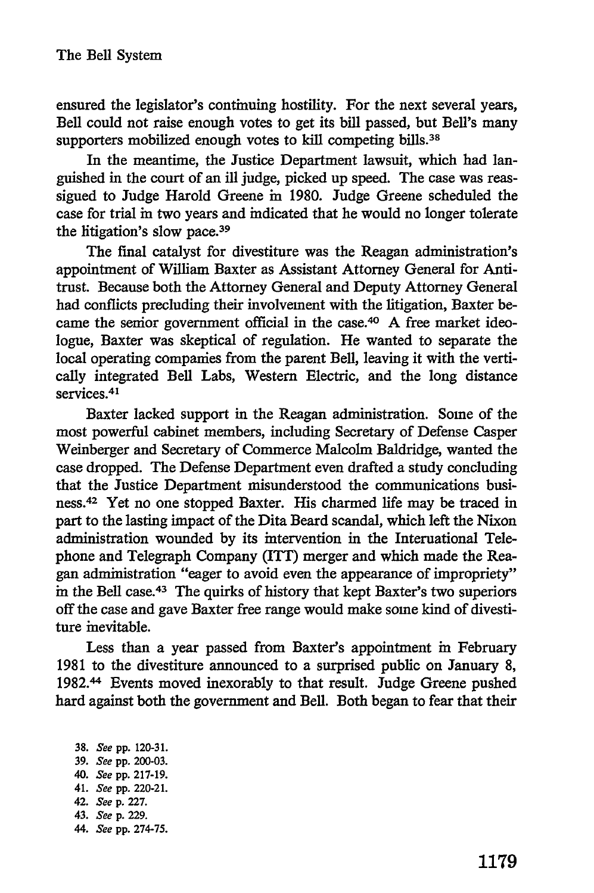ensured the legislator's continuing hostility. For the next several years, Bell could not raise enough votes to get its bill passed, but Bell's many supporters mobilized enough votes to kill competing bills.[38]

In the meantime, the Justice Department lawsuit, which had languished in the court of an ill judge, picked up speed. The case was reassigued to Judge Harold Greene in 1980. Judge Greene scheduled the case for trial in two years and indicated that he would no longer tolerate the litigation's slow pace.[39]

The final catalyst for divestiture was the Reagan administration's appointment of William Baxter as Assistant Attorney General for Antitrust. Because both the Attorney General and Deputy Attorney General had conflicts precluding their involvement with the litigation, Baxter became the senior government official in the case.[40] A free market ideologue, Baxter was skeptical of regulation. He wanted to separate the local operating companies from the parent Bell, leaving it with the vertically integrated Bell Labs, Western Electric, and the long distance services.[41]

Baxter lacked support in the Reagan administration. Some of the most powerful cabinet members, including Secretary of Defense Casper Weinberger and Secretary of Commerce Malcolm Baldridge, wanted the case dropped. The Defense Department even drafted a study concluding that the Justice Department misunderstood the communications business.[42] Yet no one stopped Baxter. His charmed life may be traced in part to the lasting impact of the Dita Beard scandal, which left the Nixon administration wounded by its intervention in the International Telephone and Telegraph Company (ITT) merger and which made the Reagan administration "eager to avoid even the appearance of impropriety" in the Bell case.[43] The quirks of history that kept Baxter's two superiors off the case and gave Baxter free range would make some kind of divestiture inevitable.

Less than a year passed from Baxter's appointment in February 1981 to the divestiture announced to a surprised public on January 8, 1982.[44] Events moved inexorably to that result. Judge Greene pushed hard against both the government and Bell. Both began to fear that their

38. *See* pp. 120-31.
39. *See* pp. 200-03.
40. *See* pp. 217-19.
41. *See* pp. 220-21.
42. *See* p. 227.
43. *See* p. 229.
44. *See* pp. 274-75.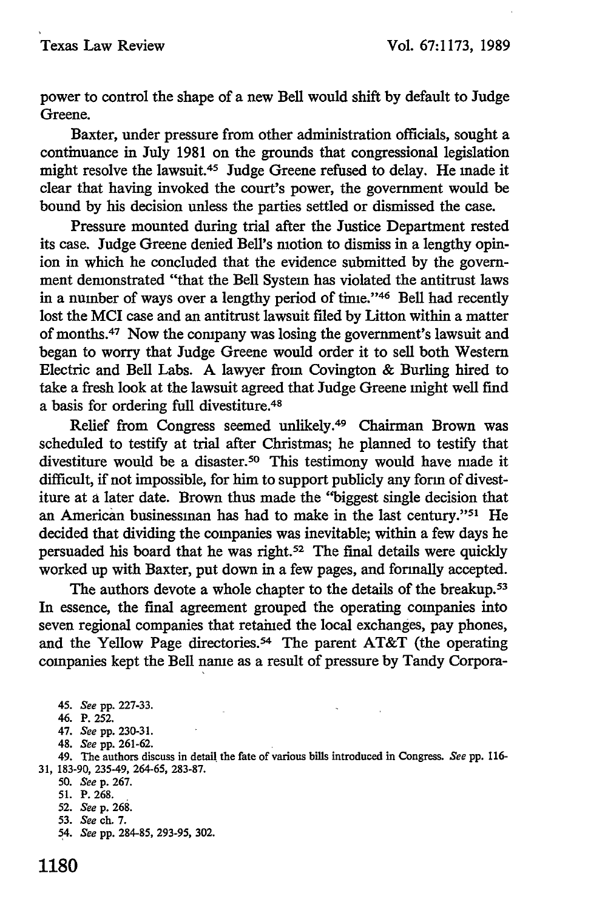power to control the shape of a new Bell would shift by default to Judge Greene.

Baxter, under pressure from other administration officials, sought a continuance in July 1981 on the grounds that congressional legislation might resolve the lawsuit.[45] Judge Greene refused to delay. He made it clear that having invoked the court's power, the government would be bound by his decision unless the parties settled or dismissed the case.

Pressure mounted during trial after the Justice Department rested its case. Judge Greene denied Bell's motion to dismiss in a lengthy opinion in which he concluded that the evidence submitted by the government demonstrated "that the Bell System has violated the antitrust laws in a number of ways over a lengthy period of time."[46] Bell had recently lost the MCI case and an antitrust lawsuit filed by Litton within a matter of months.[47] Now the company was losing the government's lawsuit and began to worry that Judge Greene would order it to sell both Western Electric and Bell Labs. A lawyer from Covington & Burling hired to take a fresh look at the lawsuit agreed that Judge Greene might well find a basis for ordering full divestiture.[48]

Relief from Congress seemed unlikely.[49] Chairman Brown was scheduled to testify at trial after Christmas; he planned to testify that divestiture would be a disaster.[50] This testimony would have made it difficult, if not impossible, for him to support publicly any form of divestiture at a later date. Brown thus made the "biggest single decision that an American businessman has had to make in the last century."[51] He decided that dividing the companies was inevitable; within a few days he persuaded his board that he was right.[52] The final details were quickly worked up with Baxter, put down in a few pages, and formally accepted.

The authors devote a whole chapter to the details of the breakup.[53] In essence, the final agreement grouped the operating companies into seven regional companies that retained the local exchanges, pay phones, and the Yellow Page directories.[54] The parent AT&T (the operating companies kept the Bell name as a result of pressure by Tandy Corpora-

45. *See* pp. 227-33.

46. P. 252.

47. *See* pp. 230-31.

48. *See* pp. 261-62.

49. The authors discuss in detail the fate of various bills introduced in Congress. *See* pp. 116-31, 183-90, 235-49, 264-65, 283-87.

50. *See* p. 267.

51. P. 268.

52. *See* p. 268.

53. *See* ch. 7.

54. *See* pp. 284-85, 293-95, 302.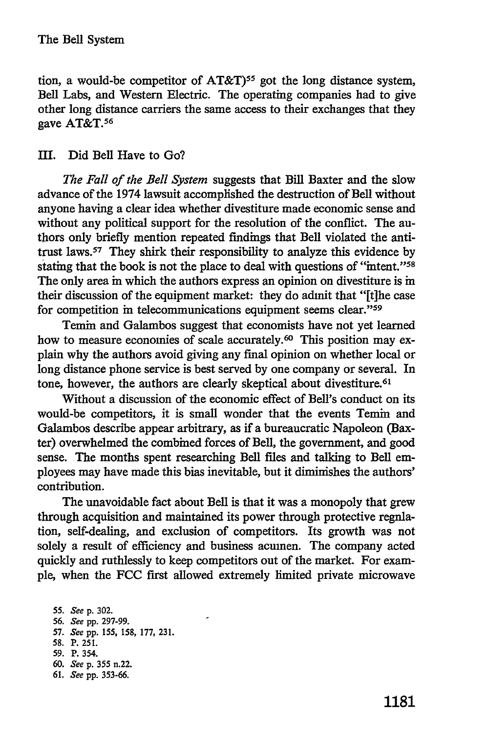tion, a would-be competitor of AT&T)[55] got the long distance system, Bell Labs, and Western Electric. The operating companies had to give other long distance carriers the same access to their exchanges that they gave AT&T.[56]

## III. Did Bell Have to Go?

*The Fall of the Bell System* suggests that Bill Baxter and the slow advance of the 1974 lawsuit accomplished the destruction of Bell without anyone having a clear idea whether divestiture made economic sense and without any political support for the resolution of the conflict. The authors only briefly mention repeated findings that Bell violated the antitrust laws.[57] They shirk their responsibility to analyze this evidence by stating that the book is not the place to deal with questions of "intent."[58] The only area in which the authors express an opinion on divestiture is in their discussion of the equipment market: they do admit that "[t]he case for competition in telecommunications equipment seems clear."[59]

Temin and Galambos suggest that economists have not yet learned how to measure economies of scale accurately.[60] This position may explain why the authors avoid giving any final opinion on whether local or long distance phone service is best served by one company or several. In tone, however, the authors are clearly skeptical about divestiture.[61]

Without a discussion of the economic effect of Bell's conduct on its would-be competitors, it is small wonder that the events Temin and Galambos describe appear arbitrary, as if a bureaucratic Napoleon (Baxter) overwhelmed the combined forces of Bell, the government, and good sense. The months spent researching Bell files and talking to Bell employees may have made this bias inevitable, but it diminishes the authors' contribution.

The unavoidable fact about Bell is that it was a monopoly that grew through acquisition and maintained its power through protective regulation, self-dealing, and exclusion of competitors. Its growth was not solely a result of efficiency and business acumen. The company acted quickly and ruthlessly to keep competitors out of the market. For example, when the FCC first allowed extremely limited private microwave

55. *See* p. 302.
56. *See* pp. 297-99.
57. *See* pp. 155, 158, 177, 231.
58. P. 251.
59. P. 354.
60. *See* p. 355 n.22.
61. *See* pp. 353-66.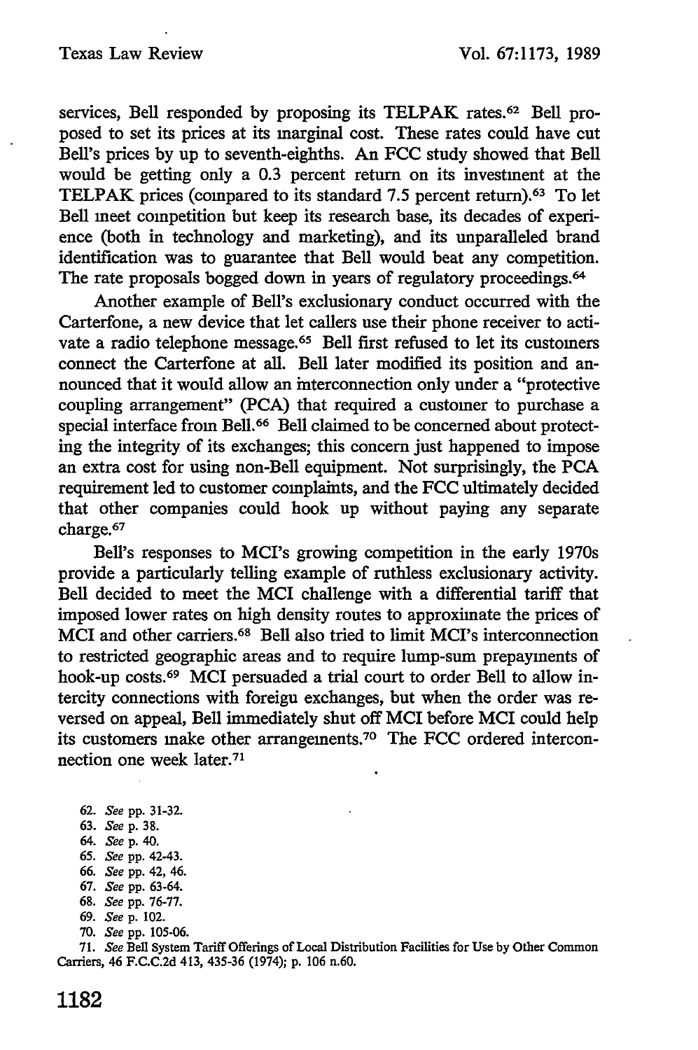services, Bell responded by proposing its TELPAK rates.[62] Bell proposed to set its prices at its marginal cost. These rates could have cut Bell's prices by up to seventh-eighths. An FCC study showed that Bell would be getting only a 0.3 percent return on its investment at the TELPAK prices (compared to its standard 7.5 percent return).[63] To let Bell meet competition but keep its research base, its decades of experience (both in technology and marketing), and its unparalleled brand identification was to guarantee that Bell would beat any competition. The rate proposals bogged down in years of regulatory proceedings.[64]

Another example of Bell's exclusionary conduct occurred with the Carterfone, a new device that let callers use their phone receiver to activate a radio telephone message.[65] Bell first refused to let its customers connect the Carterfone at all. Bell later modified its position and announced that it would allow an interconnection only under a "protective coupling arrangement" (PCA) that required a customer to purchase a special interface from Bell.[66] Bell claimed to be concerned about protecting the integrity of its exchanges; this concern just happened to impose an extra cost for using non-Bell equipment. Not surprisingly, the PCA requirement led to customer complaints, and the FCC ultimately decided that other companies could hook up without paying any separate charge.[67]

Bell's responses to MCI's growing competition in the early 1970s provide a particularly telling example of ruthless exclusionary activity. Bell decided to meet the MCI challenge with a differential tariff that imposed lower rates on high density routes to approximate the prices of MCI and other carriers.[68] Bell also tried to limit MCI's interconnection to restricted geographic areas and to require lump-sum prepayments of hook-up costs.[69] MCI persuaded a trial court to order Bell to allow intercity connections with foreign exchanges, but when the order was reversed on appeal, Bell immediately shut off MCI before MCI could help its customers make other arrangements.[70] The FCC ordered interconnection one week later.[71]

62. *See* pp. 31-32.

63. *See* p. 38.

64. *See* p. 40.

65. *See* pp. 42-43.

66. *See* pp. 42, 46.

67. *See* pp. 63-64.

68. *See* pp. 76-77.

69. *See* p. 102.

70. *See* pp. 105-06.

71. *See* Bell System Tariff Offerings of Local Distribution Facilities for Use by Other Common Carriers, 46 F.C.C.2d 413, 435-36 (1974); p. 106 n.60.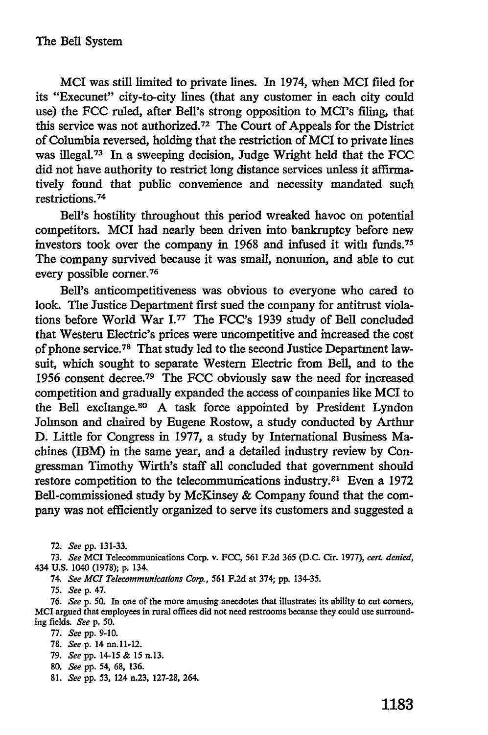MCI was still limited to private lines. In 1974, when MCI filed for its "Execunet" city-to-city lines (that any customer in each city could use) the FCC ruled, after Bell's strong opposition to MCI's filing, that this service was not authorized.[72] The Court of Appeals for the District of Columbia reversed, holding that the restriction of MCI to private lines was illegal.[73] In a sweeping decision, Judge Wright held that the FCC did not have authority to restrict long distance services unless it affirmatively found that public convenience and necessity mandated such restrictions.[74]

Bell's hostility throughout this period wreaked havoc on potential competitors. MCI had nearly been driven into bankruptcy before new investors took over the company in 1968 and infused it with funds.[75] The company survived because it was small, nonunion, and able to cut every possible corner.[76]

Bell's anticompetitiveness was obvious to everyone who cared to look. The Justice Department first sued the company for antitrust violations before World War I.[77] The FCC's 1939 study of Bell concluded that Western Electric's prices were uncompetitive and increased the cost of phone service.[78] That study led to the second Justice Department lawsuit, which sought to separate Western Electric from Bell, and to the 1956 consent decree.[79] The FCC obviously saw the need for increased competition and gradually expanded the access of companies like MCI to the Bell exchange.[80] A task force appointed by President Lyndon Johnson and chaired by Eugene Rostow, a study conducted by Arthur D. Little for Congress in 1977, a study by International Business Machines (IBM) in the same year, and a detailed industry review by Congressman Timothy Wirth's staff all concluded that government should restore competition to the telecommunications industry.[81] Even a 1972 Bell-commissioned study by McKinsey & Company found that the company was not efficiently organized to serve its customers and suggested a

72. *See* pp. 131-33.

73. *See* MCI Telecommunications Corp. v. FCC, 561 F.2d 365 (D.C. Cir. 1977), *cert. denied*, 434 U.S. 1040 (1978); p. 134.

74. *See MCI Telecommunications Corp.*, 561 F.2d at 374; pp. 134-35.

75. *See* p. 47.

76. *See* p. 50. In one of the more amusing anecdotes that illustrates its ability to cut corners, MCI argued that employees in rural offices did not need restrooms because they could use surrounding fields. *See* p. 50.

77. *See* pp. 9-10.

78. *See* p. 14 nn.11-12.

79. *See* pp. 14-15 & 15 n.13.

80. *See* pp. 54, 68, 136.

81. *See* pp. 53, 124 n.23, 127-28, 264.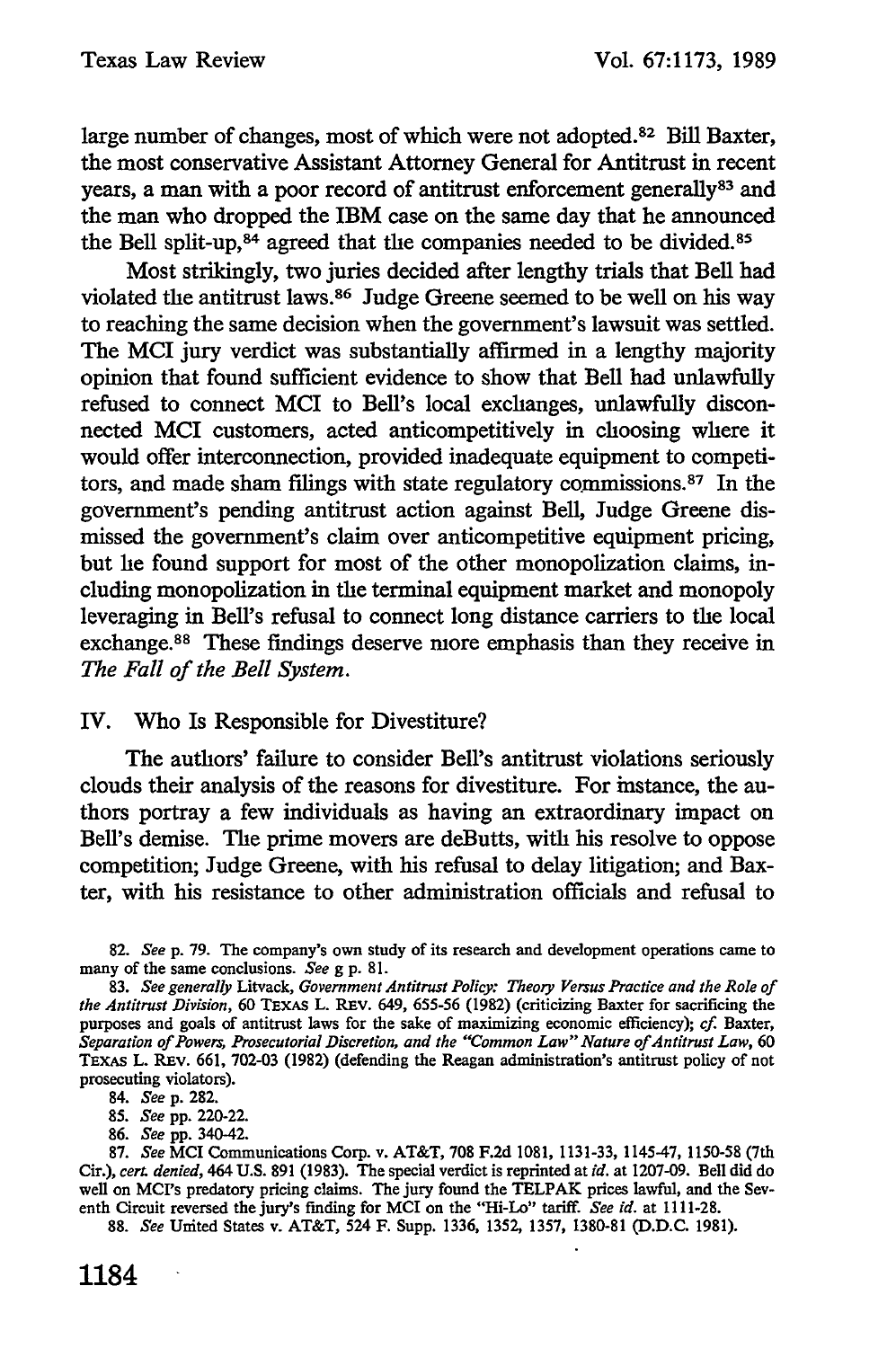large number of changes, most of which were not adopted.[82] Bill Baxter, the most conservative Assistant Attorney General for Antitrust in recent years, a man with a poor record of antitrust enforcement generally[83] and the man who dropped the IBM case on the same day that he announced the Bell split-up,[84] agreed that the companies needed to be divided.[85]

Most strikingly, two juries decided after lengthy trials that Bell had violated the antitrust laws.[86] Judge Greene seemed to be well on his way to reaching the same decision when the government's lawsuit was settled. The MCI jury verdict was substantially affirmed in a lengthy majority opinion that found sufficient evidence to show that Bell had unlawfully refused to connect MCI to Bell's local exchanges, unlawfully disconnected MCI customers, acted anticompetitively in choosing where it would offer interconnection, provided inadequate equipment to competitors, and made sham filings with state regulatory commissions.[87] In the government's pending antitrust action against Bell, Judge Greene dismissed the government's claim over anticompetitive equipment pricing, but he found support for most of the other monopolization claims, including monopolization in the terminal equipment market and monopoly leveraging in Bell's refusal to connect long distance carriers to the local exchange.[88] These findings deserve more emphasis than they receive in *The Fall of the Bell System*.

## IV. Who Is Responsible for Divestiture?

The authors' failure to consider Bell's antitrust violations seriously clouds their analysis of the reasons for divestiture. For instance, the authors portray a few individuals as having an extraordinary impact on Bell's demise. The prime movers are deButts, with his resolve to oppose competition; Judge Greene, with his refusal to delay litigation; and Baxter, with his resistance to other administration officials and refusal to

82. *See* p. 79. The company's own study of its research and development operations came to many of the same conclusions. *See* g p. 81.

83. *See generally* Litvack, *Government Antitrust Policy: Theory Versus Practice and the Role of the Antitrust Division*, 60 TEXAS L. REV. 649, 655-56 (1982) (criticizing Baxter for sacrificing the purposes and goals of antitrust laws for the sake of maximizing economic efficiency); *cf.* Baxter, *Separation of Powers, Prosecutorial Discretion, and the "Common Law" Nature of Antitrust Law*, 60 TEXAS L. REV. 661, 702-03 (1982) (defending the Reagan administration's antitrust policy of not prosecuting violators).

84. *See* p. 282.

85. *See* pp. 220-22.

86. *See* pp. 340-42.

87. *See* MCI Communications Corp. v. AT&T, 708 F.2d 1081, 1131-33, 1145-47, 1150-58 (7th Cir.), *cert. denied*, 464 U.S. 891 (1983). The special verdict is reprinted at *id.* at 1207-09. Bell did do well on MCI's predatory pricing claims. The jury found the TELPAK prices lawful, and the Seventh Circuit reversed the jury's finding for MCI on the "Hi-Lo" tariff. *See id.* at 1111-28.

88. *See* United States v. AT&T, 524 F. Supp. 1336, 1352, 1357, 1380-81 (D.D.C. 1981).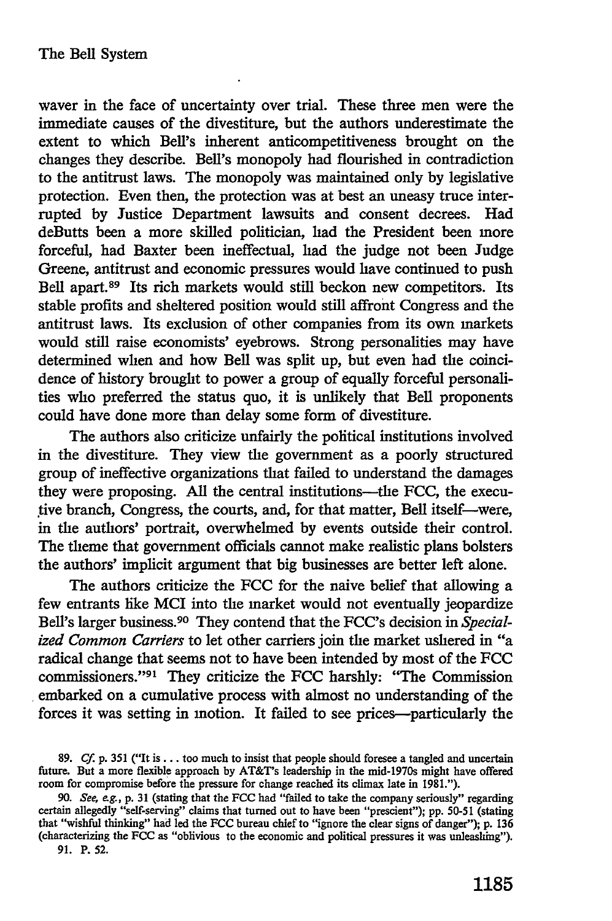waver in the face of uncertainty over trial. These three men were the immediate causes of the divestiture, but the authors underestimate the extent to which Bell's inherent anticompetitiveness brought on the changes they describe. Bell's monopoly had flourished in contradiction to the antitrust laws. The monopoly was maintained only by legislative protection. Even then, the protection was at best an uneasy truce interrupted by Justice Department lawsuits and consent decrees. Had deButts been a more skilled politician, had the President been more forceful, had Baxter been ineffectual, had the judge not been Judge Greene, antitrust and economic pressures would have continued to push Bell apart.[89] Its rich markets would still beckon new competitors. Its stable profits and sheltered position would still affront Congress and the antitrust laws. Its exclusion of other companies from its own markets would still raise economists' eyebrows. Strong personalities may have determined when and how Bell was split up, but even had the coincidence of history brought to power a group of equally forceful personalities who preferred the status quo, it is unlikely that Bell proponents could have done more than delay some form of divestiture.

The authors also criticize unfairly the political institutions involved in the divestiture. They view the government as a poorly structured group of ineffective organizations that failed to understand the damages they were proposing. All the central institutions—the FCC, the executive branch, Congress, the courts, and, for that matter, Bell itself—were, in the authors' portrait, overwhelmed by events outside their control. The theme that government officials cannot make realistic plans bolsters the authors' implicit argument that big businesses are better left alone.

The authors criticize the FCC for the naive belief that allowing a few entrants like MCI into the market would not eventually jeopardize Bell's larger business.[90] They contend that the FCC's decision in *Specialized Common Carriers* to let other carriers join the market ushered in "a radical change that seems not to have been intended by most of the FCC commissioners."[91] They criticize the FCC harshly: "The Commission embarked on a cumulative process with almost no understanding of the forces it was setting in motion. It failed to see prices—particularly the

89. *Cf.* p. 351 ("It is . . . too much to insist that people should foresee a tangled and uncertain future. But a more flexible approach by AT&T's leadership in the mid-1970s might have offered room for compromise before the pressure for change reached its climax late in 1981.").

90. *See, e.g.*, p. 31 (stating that the FCC had "failed to take the company seriously" regarding certain allegedly "self-serving" claims that turned out to have been "prescient"); pp. 50-51 (stating that "wishful thinking" had led the FCC bureau chief to "ignore the clear signs of danger"); p. 136 (characterizing the FCC as "oblivious to the economic and political pressures it was unleashing").

91. P. 52.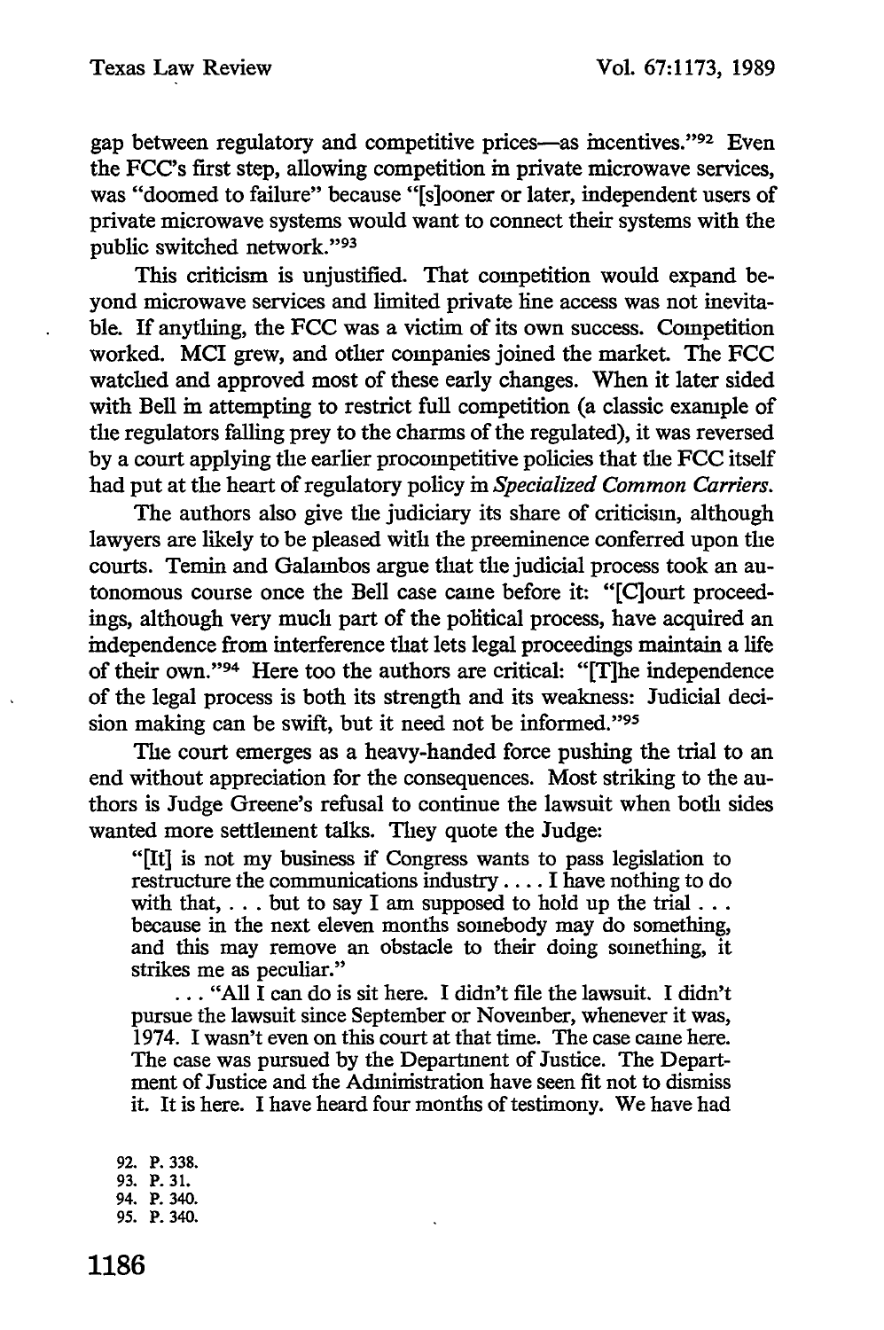gap between regulatory and competitive prices—as incentives."[92] Even the FCC's first step, allowing competition in private microwave services, was "doomed to failure" because "[s]ooner or later, independent users of private microwave systems would want to connect their systems with the public switched network."[93]

This criticism is unjustified. That competition would expand beyond microwave services and limited private line access was not inevitable. If anything, the FCC was a victim of its own success. Competition worked. MCI grew, and other companies joined the market. The FCC watched and approved most of these early changes. When it later sided with Bell in attempting to restrict full competition (a classic example of the regulators falling prey to the charms of the regulated), it was reversed by a court applying the earlier procompetitive policies that the FCC itself had put at the heart of regulatory policy in *Specialized Common Carriers*.

The authors also give the judiciary its share of criticism, although lawyers are likely to be pleased with the preeminence conferred upon the courts. Temin and Galambos argue that the judicial process took an autonomous course once the Bell case came before it: "[C]ourt proceedings, although very much part of the political process, have acquired an independence from interference that lets legal proceedings maintain a life of their own."[94] Here too the authors are critical: "[T]he independence of the legal process is both its strength and its weakness: Judicial decision making can be swift, but it need not be informed."[95]

The court emerges as a heavy-handed force pushing the trial to an end without appreciation for the consequences. Most striking to the authors is Judge Greene's refusal to continue the lawsuit when both sides wanted more settlement talks. They quote the Judge:

> "[It] is not my business if Congress wants to pass legislation to restructure the communications industry . . . . I have nothing to do with that, . . . but to say I am supposed to hold up the trial . . . because in the next eleven months somebody may do something, and this may remove an obstacle to their doing something, it strikes me as peculiar."
>
> . . . "All I can do is sit here. I didn't file the lawsuit. I didn't pursue the lawsuit since September or November, whenever it was, 1974. I wasn't even on this court at that time. The case came here. The case was pursued by the Department of Justice. The Department of Justice and the Administration have seen fit not to dismiss it. It is here. I have heard four months of testimony. We have had

92. P. 338.
93. P. 31.
94. P. 340.
95. P. 340.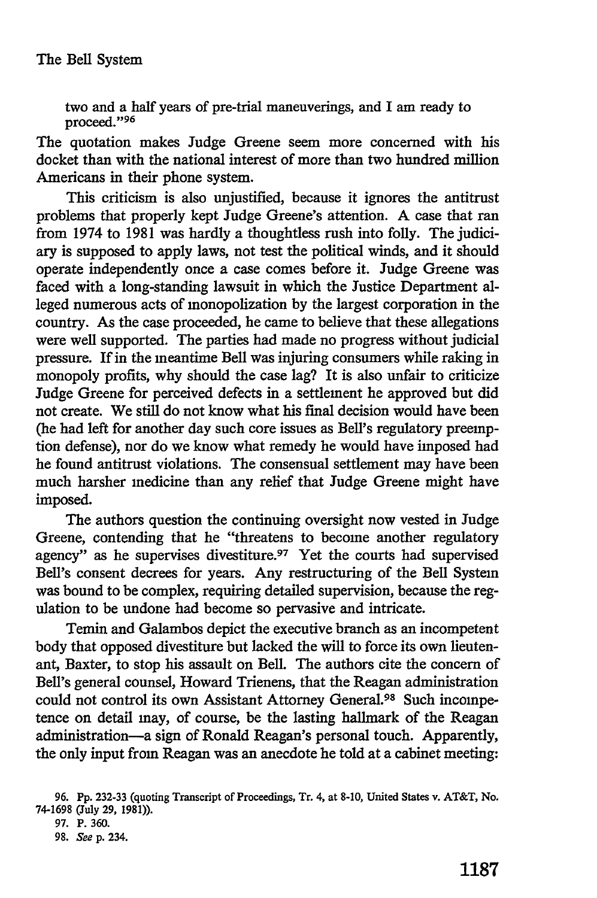two and a half years of pre-trial maneuverings, and I am ready to proceed."[96]

The quotation makes Judge Greene seem more concerned with his docket than with the national interest of more than two hundred million Americans in their phone system.

This criticism is also unjustified, because it ignores the antitrust problems that properly kept Judge Greene's attention. A case that ran from 1974 to 1981 was hardly a thoughtless rush into folly. The judiciary is supposed to apply laws, not test the political winds, and it should operate independently once a case comes before it. Judge Greene was faced with a long-standing lawsuit in which the Justice Department alleged numerous acts of monopolization by the largest corporation in the country. As the case proceeded, he came to believe that these allegations were well supported. The parties had made no progress without judicial pressure. If in the meantime Bell was injuring consumers while raking in monopoly profits, why should the case lag? It is also unfair to criticize Judge Greene for perceived defects in a settlement he approved but did not create. We still do not know what his final decision would have been (he had left for another day such core issues as Bell's regulatory preemption defense), nor do we know what remedy he would have imposed had he found antitrust violations. The consensual settlement may have been much harsher medicine than any relief that Judge Greene might have imposed.

The authors question the continuing oversight now vested in Judge Greene, contending that he "threatens to become another regulatory agency" as he supervises divestiture.[97] Yet the courts had supervised Bell's consent decrees for years. Any restructuring of the Bell System was bound to be complex, requiring detailed supervision, because the regulation to be undone had become so pervasive and intricate.

Temin and Galambos depict the executive branch as an incompetent body that opposed divestiture but lacked the will to force its own lieutenant, Baxter, to stop his assault on Bell. The authors cite the concern of Bell's general counsel, Howard Trienens, that the Reagan administration could not control its own Assistant Attorney General.[98] Such incompetence on detail may, of course, be the lasting hallmark of the Reagan administration—a sign of Ronald Reagan's personal touch. Apparently, the only input from Reagan was an anecdote he told at a cabinet meeting:

96. Pp. 232-33 (quoting Transcript of Proceedings, Tr. 4, at 8-10, United States v. AT&T, No. 74-1698 (July 29, 1981)).

97. P. 360.

98. *See* p. 234.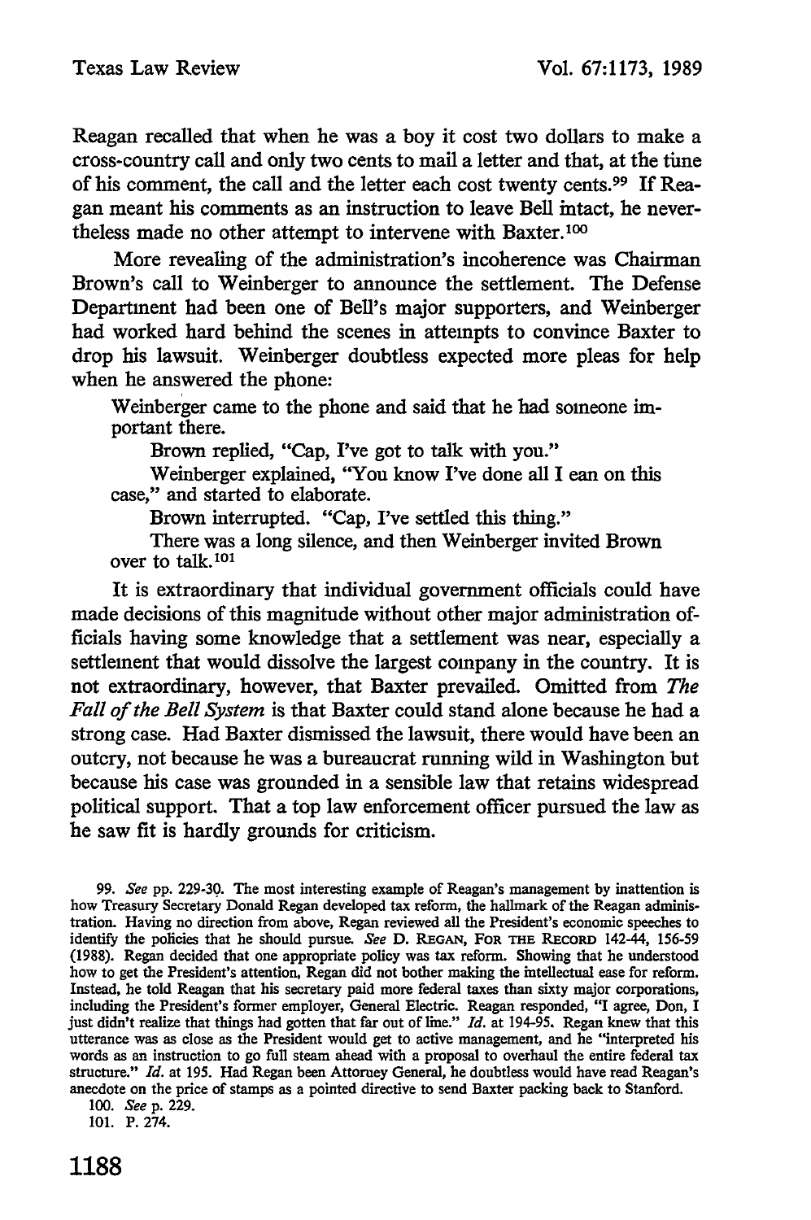Reagan recalled that when he was a boy it cost two dollars to make a cross-country call and only two cents to mail a letter and that, at the time of his comment, the call and the letter each cost twenty cents.[99] If Reagan meant his comments as an instruction to leave Bell intact, he nevertheless made no other attempt to intervene with Baxter.[100]

More revealing of the administration's incoherence was Chairman Brown's call to Weinberger to announce the settlement. The Defense Department had been one of Bell's major supporters, and Weinberger had worked hard behind the scenes in attempts to convince Baxter to drop his lawsuit. Weinberger doubtless expected more pleas for help when he answered the phone:

> Weinberger came to the phone and said that he had someone important there.
>
> Brown replied, "Cap, I've got to talk with you."
>
> Weinberger explained, "You know I've done all I can on this case," and started to elaborate.
>
> Brown interrupted. "Cap, I've settled this thing."
>
> There was a long silence, and then Weinberger invited Brown over to talk.[101]

It is extraordinary that individual government officials could have made decisions of this magnitude without other major administration officials having some knowledge that a settlement was near, especially a settlement that would dissolve the largest company in the country. It is not extraordinary, however, that Baxter prevailed. Omitted from *The Fall of the Bell System* is that Baxter could stand alone because he had a strong case. Had Baxter dismissed the lawsuit, there would have been an outcry, not because he was a bureaucrat running wild in Washington but because his case was grounded in a sensible law that retains widespread political support. That a top law enforcement officer pursued the law as he saw fit is hardly grounds for criticism.

99. *See* pp. 229-30. The most interesting example of Reagan's management by inattention is how Treasury Secretary Donald Regan developed tax reform, the hallmark of the Reagan administration. Having no direction from above, Regan reviewed all the President's economic speeches to identify the policies that he should pursue. *See* D. REGAN, FOR THE RECORD 142-44, 156-59 (1988). Regan decided that one appropriate policy was tax reform. Showing that he understood how to get the President's attention, Regan did not bother making the intellectual case for reform. Instead, he told Reagan that his secretary paid more federal taxes than sixty major corporations, including the President's former employer, General Electric. Reagan responded, "I agree, Don, I just didn't realize that things had gotten that far out of line." *Id.* at 194-95. Regan knew that this utterance was as close as the President would get to active management, and he "interpreted his words as an instruction to go full steam ahead with a proposal to overhaul the entire federal tax structure." *Id.* at 195. Had Regan been Attorney General, he doubtless would have read Reagan's anecdote on the price of stamps as a pointed directive to send Baxter packing back to Stanford.

100. *See* p. 229.

101. P. 274.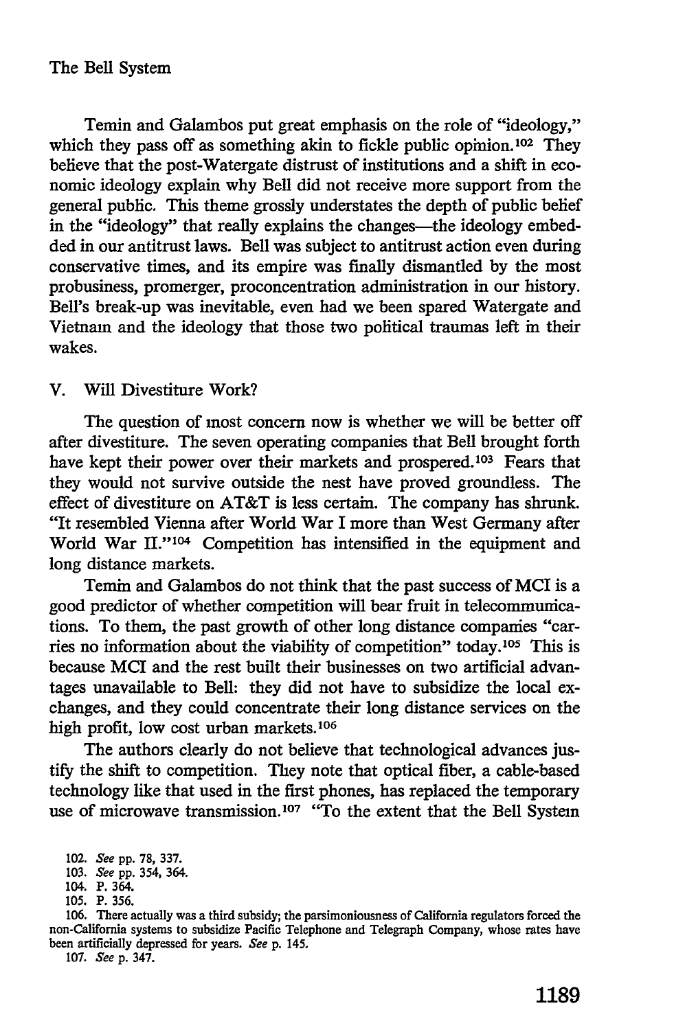Temin and Galambos put great emphasis on the role of "ideology," which they pass off as something akin to fickle public opinion.[102] They believe that the post-Watergate distrust of institutions and a shift in economic ideology explain why Bell did not receive more support from the general public. This theme grossly understates the depth of public belief in the "ideology" that really explains the changes—the ideology embedded in our antitrust laws. Bell was subject to antitrust action even during conservative times, and its empire was finally dismantled by the most probusiness, promerger, proconcentration administration in our history. Bell's break-up was inevitable, even had we been spared Watergate and Vietnam and the ideology that those two political traumas left in their wakes.

## V. Will Divestiture Work?

The question of most concern now is whether we will be better off after divestiture. The seven operating companies that Bell brought forth have kept their power over their markets and prospered.[103] Fears that they would not survive outside the nest have proved groundless. The effect of divestiture on AT&T is less certain. The company has shrunk. "It resembled Vienna after World War I more than West Germany after World War II."[104] Competition has intensified in the equipment and long distance markets.

Temin and Galambos do not think that the past success of MCI is a good predictor of whether competition will bear fruit in telecommunications. To them, the past growth of other long distance companies "carries no information about the viability of competition" today.[105] This is because MCI and the rest built their businesses on two artificial advantages unavailable to Bell: they did not have to subsidize the local exchanges, and they could concentrate their long distance services on the high profit, low cost urban markets.[106]

The authors clearly do not believe that technological advances justify the shift to competition. They note that optical fiber, a cable-based technology like that used in the first phones, has replaced the temporary use of microwave transmission.[107] "To the extent that the Bell System

102. *See* pp. 78, 337.

103. *See* pp. 354, 364.

104. P. 364.

105. P. 356.

106. There actually was a third subsidy; the parsimoniousness of California regulators forced the non-California systems to subsidize Pacific Telephone and Telegraph Company, whose rates have been artificially depressed for years. *See* p. 145.

107. *See* p. 347.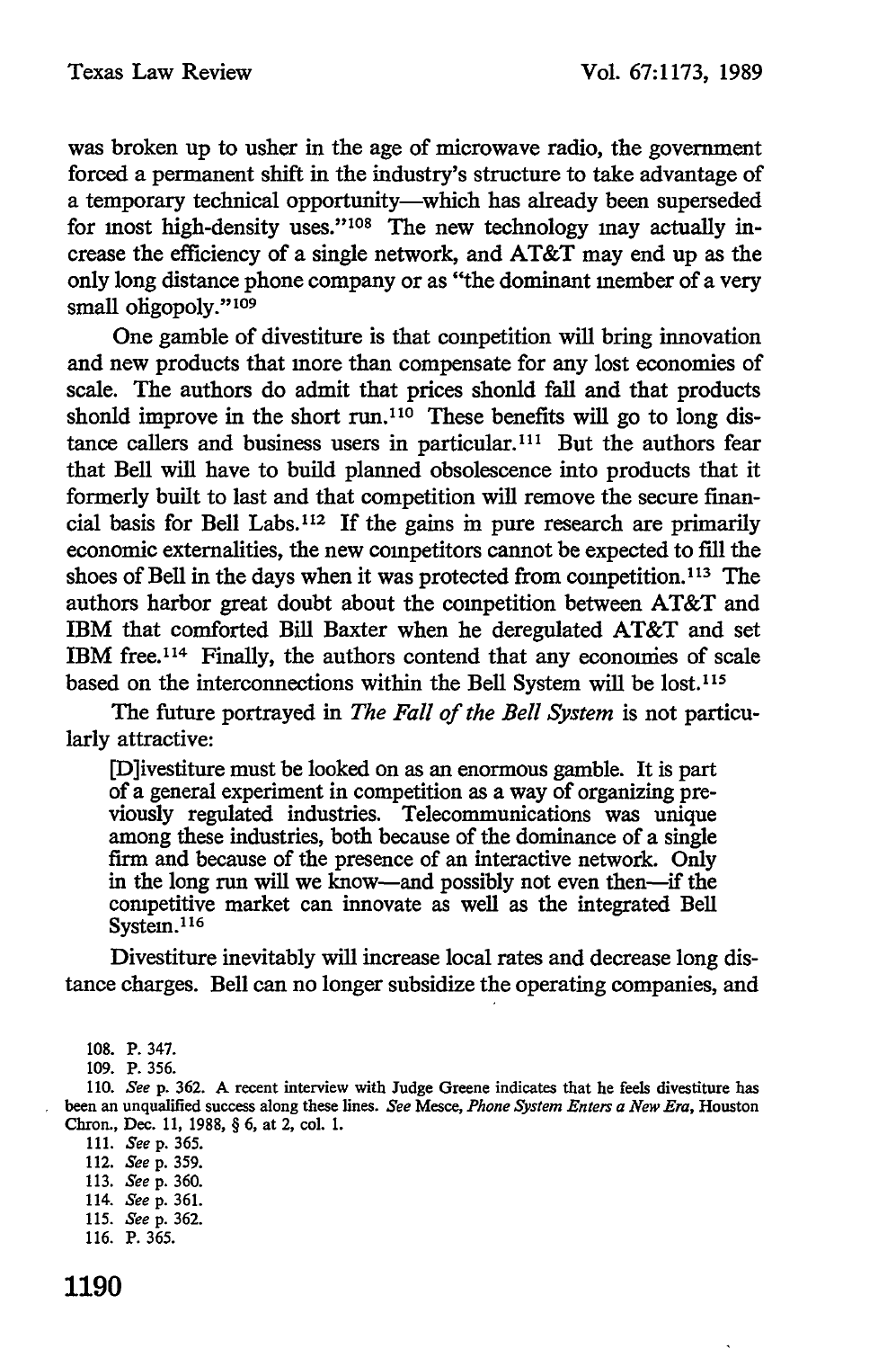was broken up to usher in the age of microwave radio, the government forced a permanent shift in the industry's structure to take advantage of a temporary technical opportunity—which has already been superseded for most high-density uses."[108] The new technology may actually increase the efficiency of a single network, and AT&T may end up as the only long distance phone company or as "the dominant member of a very small oligopoly."[109]

One gamble of divestiture is that competition will bring innovation and new products that more than compensate for any lost economies of scale. The authors do admit that prices should fall and that products should improve in the short run.[110] These benefits will go to long distance callers and business users in particular.[111] But the authors fear that Bell will have to build planned obsolescence into products that it formerly built to last and that competition will remove the secure financial basis for Bell Labs.[112] If the gains in pure research are primarily economic externalities, the new competitors cannot be expected to fill the shoes of Bell in the days when it was protected from competition.[113] The authors harbor great doubt about the competition between AT&T and IBM that comforted Bill Baxter when he deregulated AT&T and set IBM free.[114] Finally, the authors contend that any economies of scale based on the interconnections within the Bell System will be lost.[115]

The future portrayed in *The Fall of the Bell System* is not particularly attractive:

> [D]ivestiture must be looked on as an enormous gamble. It is part of a general experiment in competition as a way of organizing previously regulated industries. Telecommunications was unique among these industries, both because of the dominance of a single firm and because of the presence of an interactive network. Only in the long run will we know—and possibly not even then—if the competitive market can innovate as well as the integrated Bell System.[116]

Divestiture inevitably will increase local rates and decrease long distance charges. Bell can no longer subsidize the operating companies, and

108. P. 347.

109. P. 356.

110. *See* p. 362. A recent interview with Judge Greene indicates that he feels divestiture has been an unqualified success along these lines. *See* Mesce, *Phone System Enters a New Era*, Houston Chron., Dec. 11, 1988, § 6, at 2, col. 1.

111. *See* p. 365.

112. *See* p. 359.

113. *See* p. 360.

114. *See* p. 361.

115. *See* p. 362.

116. P. 365.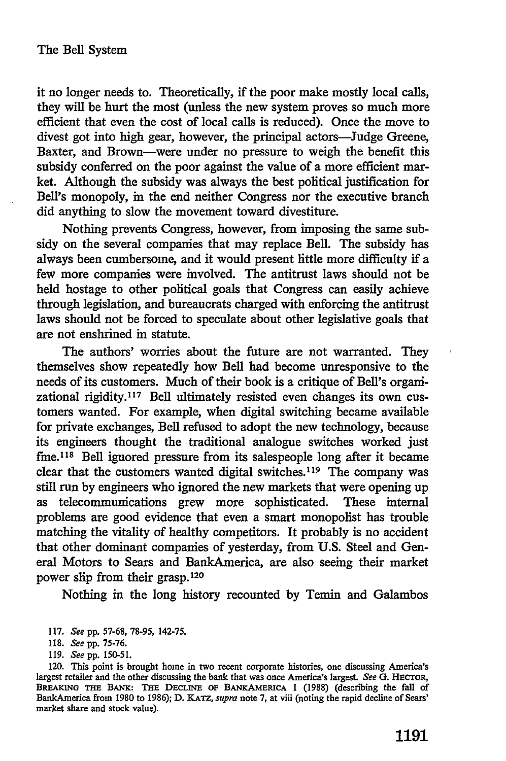it no longer needs to. Theoretically, if the poor make mostly local calls, they will be hurt the most (unless the new system proves so much more efficient that even the cost of local calls is reduced). Once the move to divest got into high gear, however, the principal actors—Judge Greene, Baxter, and Brown—were under no pressure to weigh the benefit this subsidy conferred on the poor against the value of a more efficient market. Although the subsidy was always the best political justification for Bell's monopoly, in the end neither Congress nor the executive branch did anything to slow the movement toward divestiture.

Nothing prevents Congress, however, from imposing the same subsidy on the several companies that may replace Bell. The subsidy has always been cumbersome, and it would present little more difficulty if a few more companies were involved. The antitrust laws should not be held hostage to other political goals that Congress can easily achieve through legislation, and bureaucrats charged with enforcing the antitrust laws should not be forced to speculate about other legislative goals that are not enshrined in statute.

The authors' worries about the future are not warranted. They themselves show repeatedly how Bell had become unresponsive to the needs of its customers. Much of their book is a critique of Bell's organizational rigidity.[117] Bell ultimately resisted even changes its own customers wanted. For example, when digital switching became available for private exchanges, Bell refused to adopt the new technology, because its engineers thought the traditional analogue switches worked just fine.[118] Bell ignored pressure from its salespeople long after it became clear that the customers wanted digital switches.[119] The company was still run by engineers who ignored the new markets that were opening up as telecommunications grew more sophisticated. These internal problems are good evidence that even a smart monopolist has trouble matching the vitality of healthy competitors. It probably is no accident that other dominant companies of yesterday, from U.S. Steel and General Motors to Sears and BankAmerica, are also seeing their market power slip from their grasp.[120]

Nothing in the long history recounted by Temin and Galambos

---

117. *See* pp. 57-68, 78-95, 142-75.

118. *See* pp. 75-76.

119. *See* pp. 150-51.

120. This point is brought home in two recent corporate histories, one discussing America's largest retailer and the other discussing the bank that was once America's largest. *See* G. HECTOR, BREAKING THE BANK: THE DECLINE OF BANKAMERICA 1 (1988) (describing the fall of BankAmerica from 1980 to 1986); D. KATZ, *supra* note 7, at viii (noting the rapid decline of Sears' market share and stock value).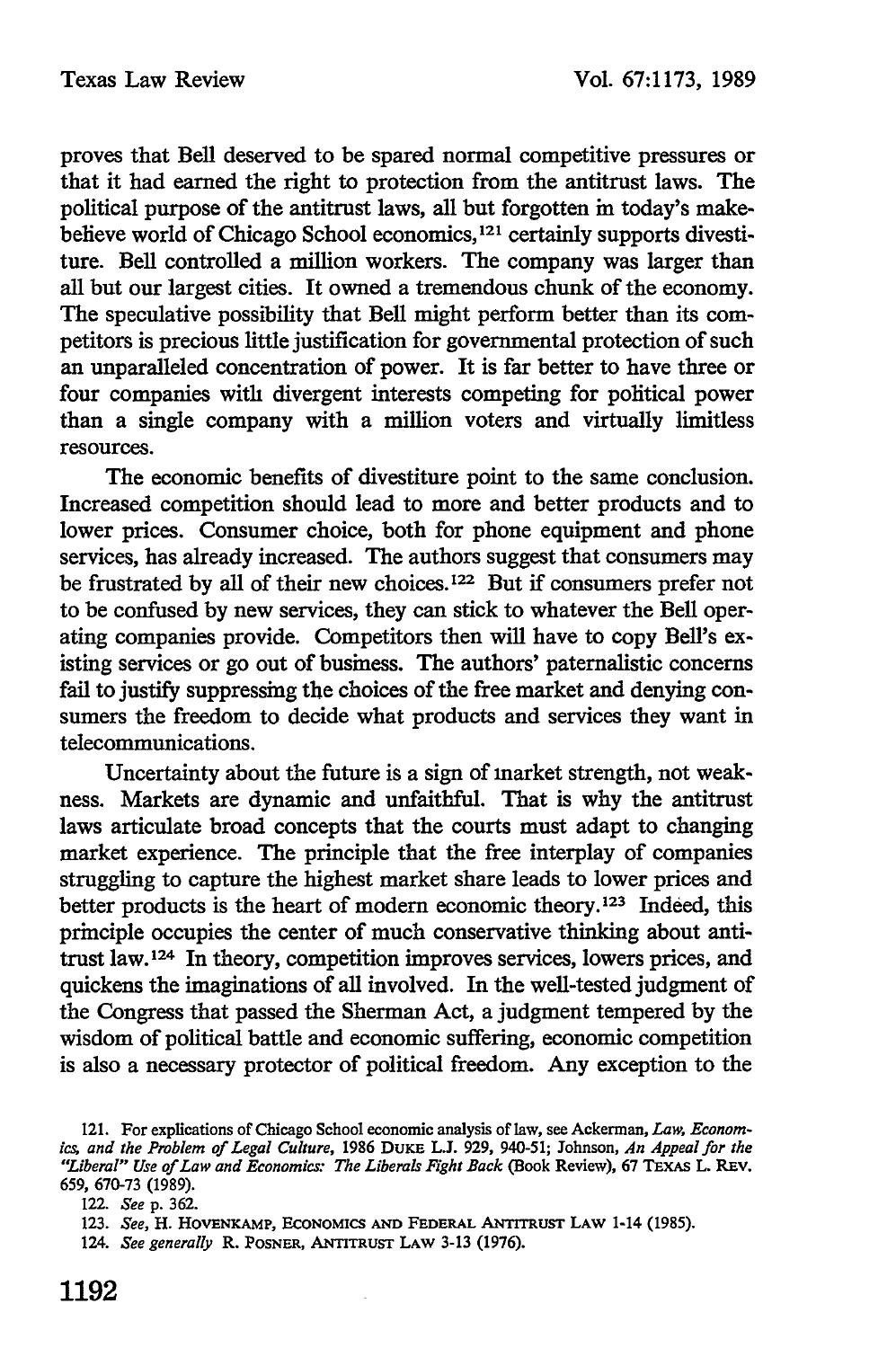proves that Bell deserved to be spared normal competitive pressures or that it had earned the right to protection from the antitrust laws. The political purpose of the antitrust laws, all but forgotten in today's make-believe world of Chicago School economics,[121] certainly supports divestiture. Bell controlled a million workers. The company was larger than all but our largest cities. It owned a tremendous chunk of the economy. The speculative possibility that Bell might perform better than its competitors is precious little justification for governmental protection of such an unparalleled concentration of power. It is far better to have three or four companies with divergent interests competing for political power than a single company with a million voters and virtually limitless resources.

The economic benefits of divestiture point to the same conclusion. Increased competition should lead to more and better products and to lower prices. Consumer choice, both for phone equipment and phone services, has already increased. The authors suggest that consumers may be frustrated by all of their new choices.[122] But if consumers prefer not to be confused by new services, they can stick to whatever the Bell operating companies provide. Competitors then will have to copy Bell's existing services or go out of business. The authors' paternalistic concerns fail to justify suppressing the choices of the free market and denying consumers the freedom to decide what products and services they want in telecommunications.

Uncertainty about the future is a sign of market strength, not weakness. Markets are dynamic and unfaithful. That is why the antitrust laws articulate broad concepts that the courts must adapt to changing market experience. The principle that the free interplay of companies struggling to capture the highest market share leads to lower prices and better products is the heart of modern economic theory.[123] Indeed, this principle occupies the center of much conservative thinking about antitrust law.[124] In theory, competition improves services, lowers prices, and quickens the imaginations of all involved. In the well-tested judgment of the Congress that passed the Sherman Act, a judgment tempered by the wisdom of political battle and economic suffering, economic competition is also a necessary protector of political freedom. Any exception to the

121. For explications of Chicago School economic analysis of law, see Ackerman, *Law, Economics, and the Problem of Legal Culture*, 1986 DUKE L.J. 929, 940-51; Johnson, *An Appeal for the "Liberal" Use of Law and Economics: The Liberals Fight Back* (Book Review), 67 TEXAS L. REV. 659, 670-73 (1989).

122. *See* p. 362.

123. *See*, H. HOVENKAMP, ECONOMICS AND FEDERAL ANTITRUST LAW 1-14 (1985).

124. *See generally* R. POSNER, ANTITRUST LAW 3-13 (1976).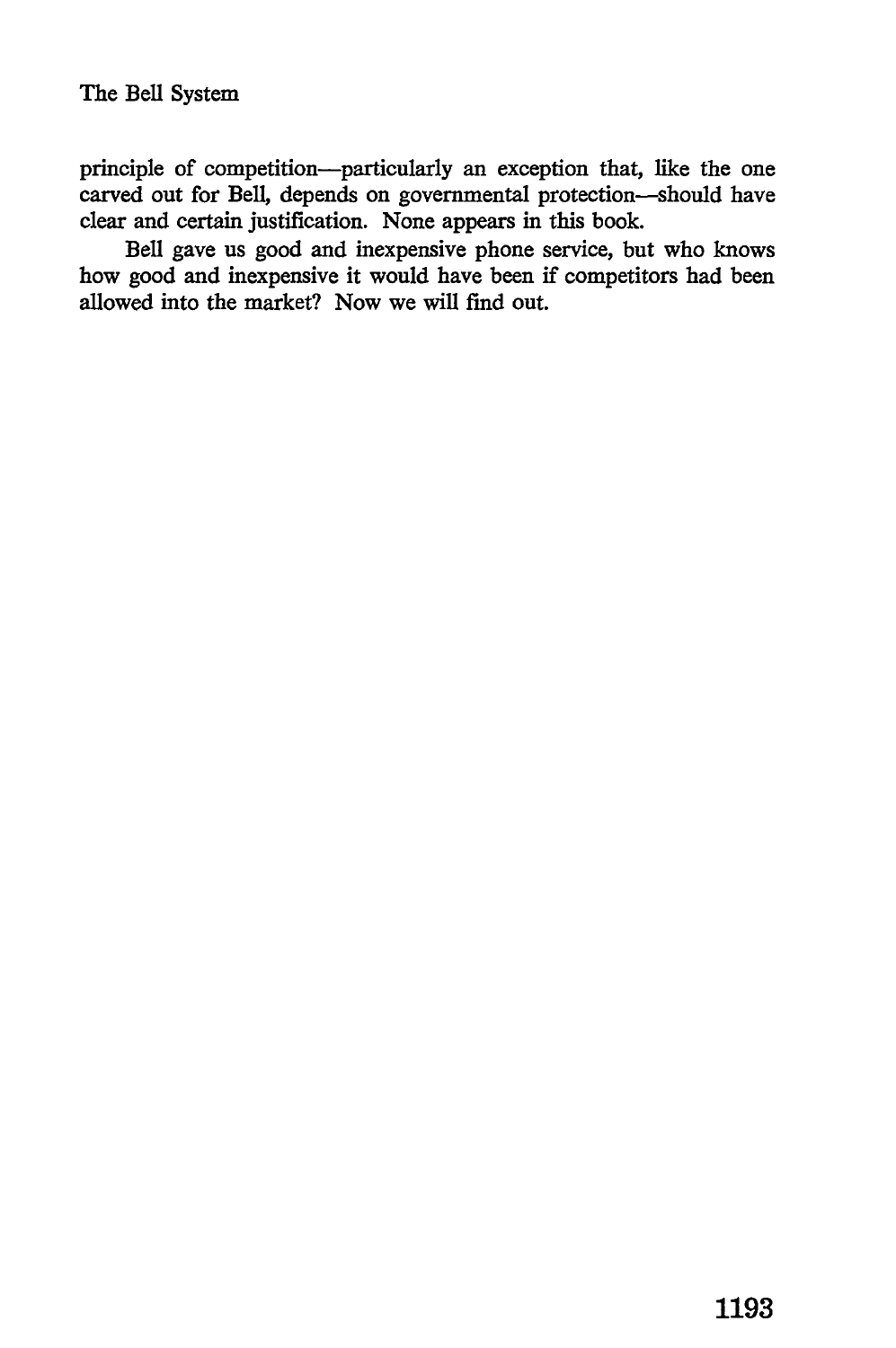principle of competition—particularly an exception that, like the one carved out for Bell, depends on governmental protection—should have clear and certain justification. None appears in this book.

Bell gave us good and inexpensive phone service, but who knows how good and inexpensive it would have been if competitors had been allowed into the market? Now we will find out.